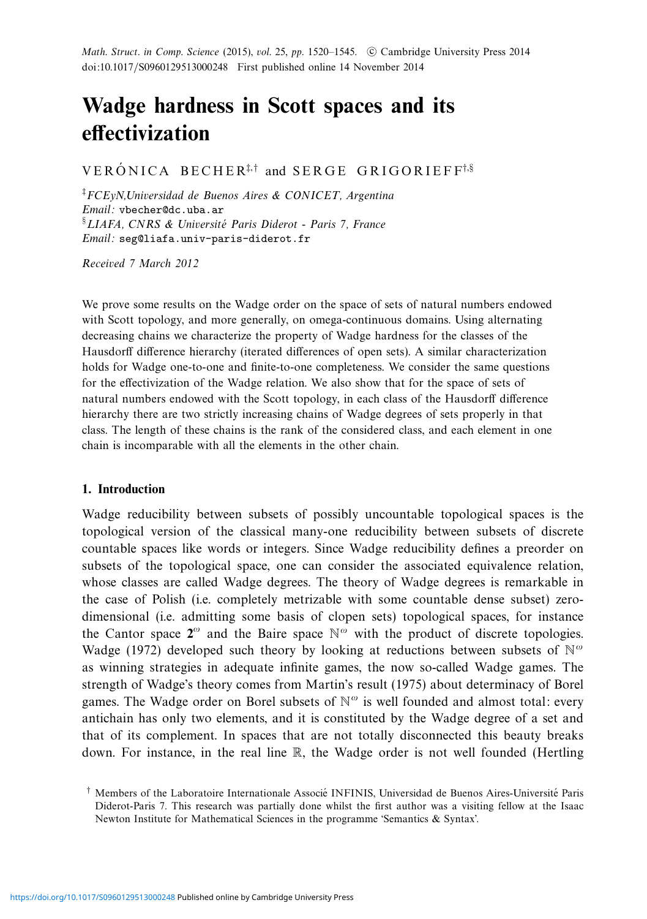# Wadge hardness in Scott spaces and its effectivization

VERÓNICA BECHER[‡,†] and SERGE GRIGORIEFF[†,§]

[‡] *FCEyN,Universidad de Buenos Aires & CONICET, Argentina*
*Email:* vbecher@dc.uba.ar
[§] *LIAFA, CNRS & Université Paris Diderot - Paris 7, France*
*Email:* seg@liafa.univ-paris-diderot.fr

*Received 7 March 2012*

We prove some results on the Wadge order on the space of sets of natural numbers endowed with Scott topology, and more generally, on omega-continuous domains. Using alternating decreasing chains we characterize the property of Wadge hardness for the classes of the Hausdorff difference hierarchy (iterated differences of open sets). A similar characterization holds for Wadge one-to-one and finite-to-one completeness. We consider the same questions for the effectivization of the Wadge relation. We also show that for the space of sets of natural numbers endowed with the Scott topology, in each class of the Hausdorff difference hierarchy there are two strictly increasing chains of Wadge degrees of sets properly in that class. The length of these chains is the rank of the considered class, and each element in one chain is incomparable with all the elements in the other chain.

## 1. Introduction

Wadge reducibility between subsets of possibly uncountable topological spaces is the topological version of the classical many-one reducibility between subsets of discrete countable spaces like words or integers. Since Wadge reducibility defines a preorder on subsets of the topological space, one can consider the associated equivalence relation, whose classes are called Wadge degrees. The theory of Wadge degrees is remarkable in the case of Polish (i.e. completely metrizable with some countable dense subset) zero-dimensional (i.e. admitting some basis of clopen sets) topological spaces, for instance the Cantor space $\mathbf{2}^\omega$ and the Baire space $\mathbb{N}^\omega$ with the product of discrete topologies. Wadge (1972) developed such theory by looking at reductions between subsets of $\mathbb{N}^\omega$ as winning strategies in adequate infinite games, the now so-called Wadge games. The strength of Wadge's theory comes from Martin's result (1975) about determinacy of Borel games. The Wadge order on Borel subsets of $\mathbb{N}^\omega$ is well founded and almost total: every antichain has only two elements, and it is constituted by the Wadge degree of a set and that of its complement. In spaces that are not totally disconnected this beauty breaks down. For instance, in the real line $\mathbb{R}$, the Wadge order is not well founded (Hertling

[†] Members of the Laboratoire Internationale Associé INFINIS, Universidad de Buenos Aires-Université Paris Diderot-Paris 7. This research was partially done whilst the first author was a visiting fellow at the Isaac Newton Institute for Mathematical Sciences in the programme 'Semantics & Syntax'.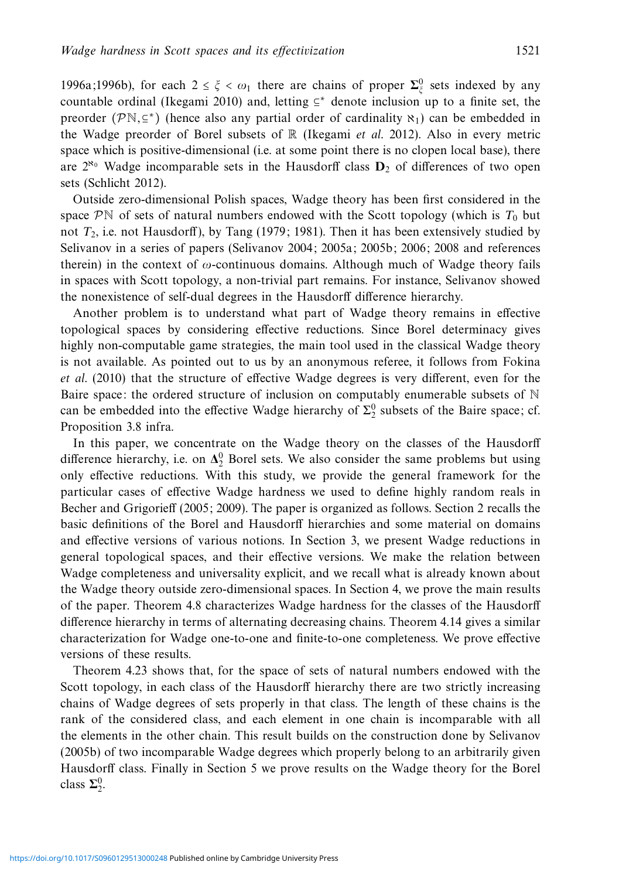1996a;1996b), for each $2 \leq \xi < \omega_1$ there are chains of proper $\mathbf{\Sigma}^0_\xi$ sets indexed by any countable ordinal (Ikegami 2010) and, letting $\subseteq^*$ denote inclusion up to a finite set, the preorder $(\mathcal{P}\mathbb{N}, \subseteq^*)$ (hence also any partial order of cardinality $\aleph_1$) can be embedded in the Wadge preorder of Borel subsets of $\mathbb{R}$ (Ikegami *et al.* 2012). Also in every metric space which is positive-dimensional (i.e. at some point there is no clopen local base), there are $2^{\aleph_0}$ Wadge incomparable sets in the Hausdorff class $\mathbf{D}_2$ of differences of two open sets (Schlicht 2012).

Outside zero-dimensional Polish spaces, Wadge theory has been first considered in the space $\mathcal{P}\mathbb{N}$ of sets of natural numbers endowed with the Scott topology (which is $T_0$ but not $T_2$, i.e. not Hausdorff), by Tang (1979; 1981). Then it has been extensively studied by Selivanov in a series of papers (Selivanov 2004; 2005a; 2005b; 2006; 2008 and references therein) in the context of $\omega$-continuous domains. Although much of Wadge theory fails in spaces with Scott topology, a non-trivial part remains. For instance, Selivanov showed the nonexistence of self-dual degrees in the Hausdorff difference hierarchy.

Another problem is to understand what part of Wadge theory remains in effective topological spaces by considering effective reductions. Since Borel determinacy gives highly non-computable game strategies, the main tool used in the classical Wadge theory is not available. As pointed out to us by an anonymous referee, it follows from Fokina *et al.* (2010) that the structure of effective Wadge degrees is very different, even for the Baire space: the ordered structure of inclusion on computably enumerable subsets of $\mathbb{N}$ can be embedded into the effective Wadge hierarchy of $\Sigma^0_2$ subsets of the Baire space; cf. Proposition 3.8 infra.

In this paper, we concentrate on the Wadge theory on the classes of the Hausdorff difference hierarchy, i.e. on $\mathbf{\Delta}^0_2$ Borel sets. We also consider the same problems but using only effective reductions. With this study, we provide the general framework for the particular cases of effective Wadge hardness we used to define highly random reals in Becher and Grigorieff (2005; 2009). The paper is organized as follows. Section 2 recalls the basic definitions of the Borel and Hausdorff hierarchies and some material on domains and effective versions of various notions. In Section 3, we present Wadge reductions in general topological spaces, and their effective versions. We make the relation between Wadge completeness and universality explicit, and we recall what is already known about the Wadge theory outside zero-dimensional spaces. In Section 4, we prove the main results of the paper. Theorem 4.8 characterizes Wadge hardness for the classes of the Hausdorff difference hierarchy in terms of alternating decreasing chains. Theorem 4.14 gives a similar characterization for Wadge one-to-one and finite-to-one completeness. We prove effective versions of these results.

Theorem 4.23 shows that, for the space of sets of natural numbers endowed with the Scott topology, in each class of the Hausdorff hierarchy there are two strictly increasing chains of Wadge degrees of sets properly in that class. The length of these chains is the rank of the considered class, and each element in one chain is incomparable with all the elements in the other chain. This result builds on the construction done by Selivanov (2005b) of two incomparable Wadge degrees which properly belong to an arbitrarily given Hausdorff class. Finally in Section 5 we prove results on the Wadge theory for the Borel class $\mathbf{\Sigma}^0_2$.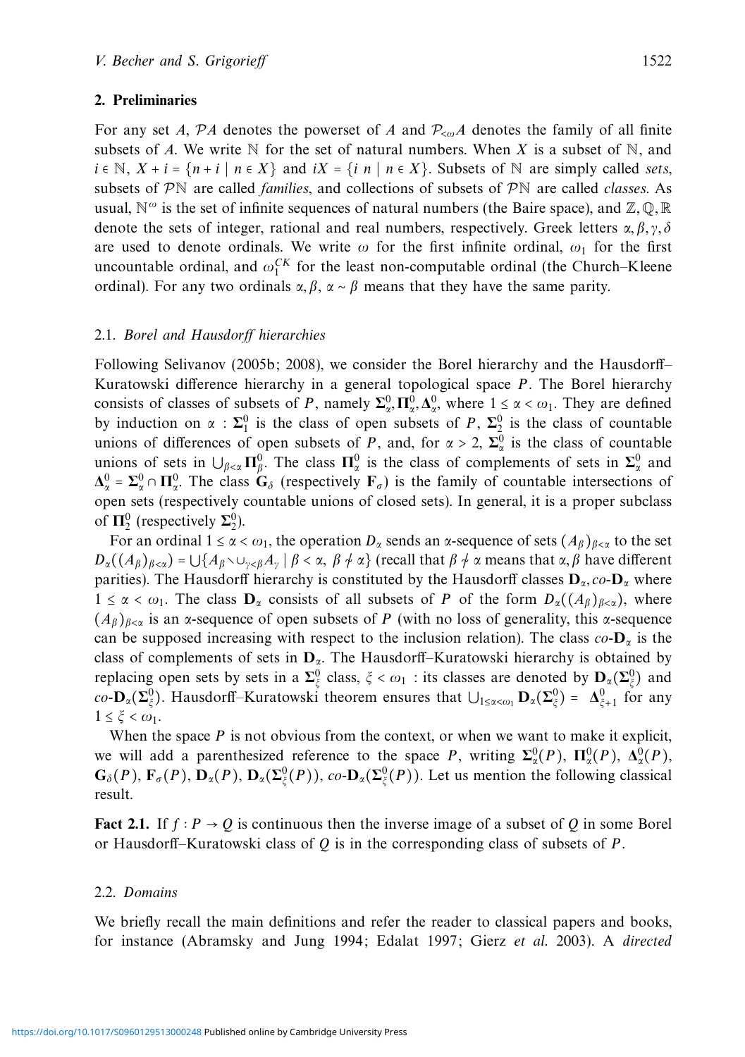## 2. Preliminaries

For any set $A$, $\mathcal{P}A$ denotes the powerset of $A$ and $\mathcal{P}_{<\omega}A$ denotes the family of all finite subsets of $A$. We write $\mathbb{N}$ for the set of natural numbers. When $X$ is a subset of $\mathbb{N}$, and $i \in \mathbb{N}$, $X + i = \{n + i \mid n \in X\}$ and $iX = \{i\, n \mid n \in X\}$. Subsets of $\mathbb{N}$ are simply called *sets*, subsets of $\mathcal{P}\mathbb{N}$ are called *families*, and collections of subsets of $\mathcal{P}\mathbb{N}$ are called *classes*. As usual, $\mathbb{N}^\omega$ is the set of infinite sequences of natural numbers (the Baire space), and $\mathbb{Z}, \mathbb{Q}, \mathbb{R}$ denote the sets of integer, rational and real numbers, respectively. Greek letters $\alpha, \beta, \gamma, \delta$ are used to denote ordinals. We write $\omega$ for the first infinite ordinal, $\omega_1$ for the first uncountable ordinal, and $\omega_1^{CK}$ for the least non-computable ordinal (the Church–Kleene ordinal). For any two ordinals $\alpha, \beta$, $\alpha \sim \beta$ means that they have the same parity.

### 2.1. *Borel and Hausdorff hierarchies*

Following Selivanov (2005b; 2008), we consider the Borel hierarchy and the Hausdorff–Kuratowski difference hierarchy in a general topological space $P$. The Borel hierarchy consists of classes of subsets of $P$, namely $\mathbf{\Sigma}^0_\alpha, \mathbf{\Pi}^0_\alpha, \mathbf{\Delta}^0_\alpha$, where $1 \le \alpha < \omega_1$. They are defined by induction on $\alpha$ : $\mathbf{\Sigma}^0_1$ is the class of open subsets of $P$, $\mathbf{\Sigma}^0_2$ is the class of countable unions of differences of open subsets of $P$, and, for $\alpha > 2$, $\mathbf{\Sigma}^0_\alpha$ is the class of countable unions of sets in $\bigcup_{\beta<\alpha} \mathbf{\Pi}^0_\beta$. The class $\mathbf{\Pi}^0_\alpha$ is the class of complements of sets in $\mathbf{\Sigma}^0_\alpha$ and $\mathbf{\Delta}^0_\alpha = \mathbf{\Sigma}^0_\alpha \cap \mathbf{\Pi}^0_\alpha$. The class $\mathbf{G}_\delta$ (respectively $\mathbf{F}_\sigma$) is the family of countable intersections of open sets (respectively countable unions of closed sets). In general, it is a proper subclass of $\mathbf{\Pi}^0_2$ (respectively $\mathbf{\Sigma}^0_2$).

For an ordinal $1 \le \alpha < \omega_1$, the operation $D_\alpha$ sends an $\alpha$-sequence of sets $(A_\beta)_{\beta<\alpha}$ to the set $D_\alpha((A_\beta)_{\beta<\alpha}) = \bigcup\{A_\beta \setminus \cup_{\gamma<\beta} A_\gamma \mid \beta < \alpha,\ \beta \not\sim \alpha\}$ (recall that $\beta \not\sim \alpha$ means that $\alpha, \beta$ have different parities). The Hausdorff hierarchy is constituted by the Hausdorff classes $\mathbf{D}_\alpha, co\text{-}\mathbf{D}_\alpha$ where $1 \le \alpha < \omega_1$. The class $\mathbf{D}_\alpha$ consists of all subsets of $P$ of the form $D_\alpha((A_\beta)_{\beta<\alpha})$, where $(A_\beta)_{\beta<\alpha}$ is an $\alpha$-sequence of open subsets of $P$ (with no loss of generality, this $\alpha$-sequence can be supposed increasing with respect to the inclusion relation). The class $co\text{-}\mathbf{D}_\alpha$ is the class of complements of sets in $\mathbf{D}_\alpha$. The Hausdorff–Kuratowski hierarchy is obtained by replacing open sets by sets in a $\mathbf{\Sigma}^0_\xi$ class, $\xi < \omega_1$ : its classes are denoted by $\mathbf{D}_\alpha(\mathbf{\Sigma}^0_\xi)$ and $co\text{-}\mathbf{D}_\alpha(\mathbf{\Sigma}^0_\xi)$. Hausdorff–Kuratowski theorem ensures that $\bigcup_{1\le\alpha<\omega_1} \mathbf{D}_\alpha(\mathbf{\Sigma}^0_\xi) = \mathbf{\Delta}^0_{\xi+1}$ for any $1 \le \xi < \omega_1$.

When the space $P$ is not obvious from the context, or when we want to make it explicit, we will add a parenthesized reference to the space $P$, writing $\mathbf{\Sigma}^0_\alpha(P)$, $\mathbf{\Pi}^0_\alpha(P)$, $\mathbf{\Delta}^0_\alpha(P)$, $\mathbf{G}_\delta(P)$, $\mathbf{F}_\sigma(P)$, $\mathbf{D}_\alpha(P)$, $\mathbf{D}_\alpha(\mathbf{\Sigma}^0_\xi(P))$, $co\text{-}\mathbf{D}_\alpha(\mathbf{\Sigma}^0_\xi(P))$. Let us mention the following classical result.

**Fact 2.1.** If $f : P \to Q$ is continuous then the inverse image of a subset of $Q$ in some Borel or Hausdorff–Kuratowski class of $Q$ is in the corresponding class of subsets of $P$.

### 2.2. *Domains*

We briefly recall the main definitions and refer the reader to classical papers and books, for instance (Abramsky and Jung 1994; Edalat 1997; Gierz *et al.* 2003). A *directed*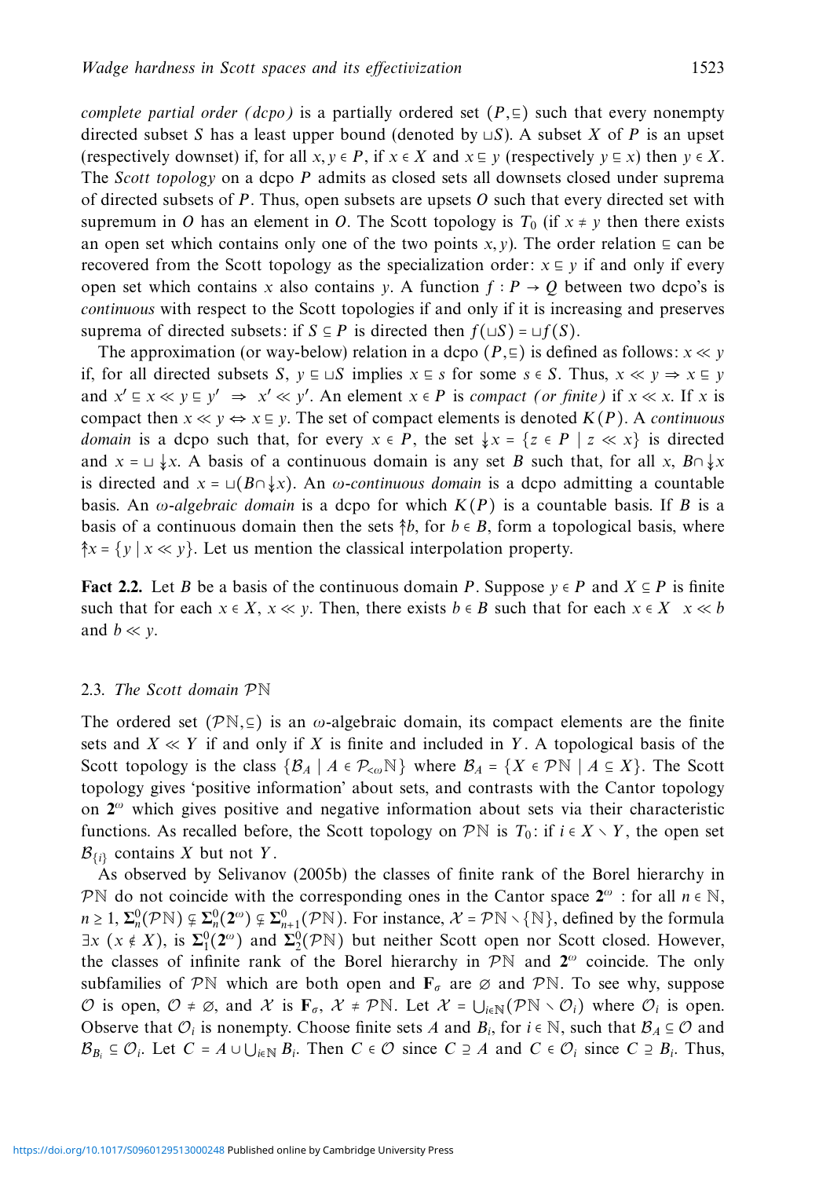*complete partial order (dcpo)* is a partially ordered set $(P, \sqsubseteq)$ such that every nonempty directed subset $S$ has a least upper bound (denoted by $\sqcup S$). A subset $X$ of $P$ is an upset (respectively downset) if, for all $x, y \in P$, if $x \in X$ and $x \sqsubseteq y$ (respectively $y \sqsubseteq x$) then $y \in X$. The *Scott topology* on a dcpo $P$ admits as closed sets all downsets closed under suprema of directed subsets of $P$. Thus, open subsets are upsets $O$ such that every directed set with supremum in $O$ has an element in $O$. The Scott topology is $T_0$ (if $x \neq y$ then there exists an open set which contains only one of the two points $x, y$). The order relation $\sqsubseteq$ can be recovered from the Scott topology as the specialization order: $x \sqsubseteq y$ if and only if every open set which contains $x$ also contains $y$. A function $f : P \to Q$ between two dcpo's is *continuous* with respect to the Scott topologies if and only if it is increasing and preserves suprema of directed subsets: if $S \subseteq P$ is directed then $f(\sqcup S) = \sqcup f(S)$.

The approximation (or way-below) relation in a dcpo $(P, \sqsubseteq)$ is defined as follows: $x \ll y$ if, for all directed subsets $S$, $y \sqsubseteq \sqcup S$ implies $x \sqsubseteq s$ for some $s \in S$. Thus, $x \ll y \Rightarrow x \sqsubseteq y$ and $x' \sqsubseteq x \ll y \sqsubseteq y' \;\Rightarrow\; x' \ll y'$. An element $x \in P$ is *compact (or finite)* if $x \ll x$. If $x$ is compact then $x \ll y \Leftrightarrow x \sqsubseteq y$. The set of compact elements is denoted $K(P)$. A *continuous domain* is a dcpo such that, for every $x \in P$, the set $\Downarrow x = \{z \in P \mid z \ll x\}$ is directed and $x = \sqcup \Downarrow x$. A basis of a continuous domain is any set $B$ such that, for all $x$, $B \cap \Downarrow x$ is directed and $x = \sqcup (B \cap \Downarrow x)$. An *$\omega$-continuous domain* is a dcpo admitting a countable basis. An *$\omega$-algebraic domain* is a dcpo for which $K(P)$ is a countable basis. If $B$ is a basis of a continuous domain then the sets $\Uparrow b$, for $b \in B$, form a topological basis, where $\Uparrow x = \{y \mid x \ll y\}$. Let us mention the classical interpolation property.

**Fact 2.2.** Let $B$ be a basis of the continuous domain $P$. Suppose $y \in P$ and $X \subseteq P$ is finite such that for each $x \in X$, $x \ll y$. Then, there exists $b \in B$ such that for each $x \in X$ $\;x \ll b$ and $b \ll y$.

### 2.3. *The Scott domain $\mathcal{P}\mathbb{N}$*

The ordered set $(\mathcal{P}\mathbb{N}, \subseteq)$ is an $\omega$-algebraic domain, its compact elements are the finite sets and $X \ll Y$ if and only if $X$ is finite and included in $Y$. A topological basis of the Scott topology is the class $\{\mathcal{B}_A \mid A \in \mathcal{P}_{<\omega}\mathbb{N}\}$ where $\mathcal{B}_A = \{X \in \mathcal{P}\mathbb{N} \mid A \subseteq X\}$. The Scott topology gives 'positive information' about sets, and contrasts with the Cantor topology on $\mathbf{2}^\omega$ which gives positive and negative information about sets via their characteristic functions. As recalled before, the Scott topology on $\mathcal{P}\mathbb{N}$ is $T_0$: if $i \in X \setminus Y$, the open set $\mathcal{B}_{\{i\}}$ contains $X$ but not $Y$.

As observed by Selivanov (2005b) the classes of finite rank of the Borel hierarchy in $\mathcal{P}\mathbb{N}$ do not coincide with the corresponding ones in the Cantor space $\mathbf{2}^\omega$ : for all $n \in \mathbb{N}$, $n \geq 1$, $\mathbf{\Sigma}^0_n(\mathcal{P}\mathbb{N}) \subsetneq \mathbf{\Sigma}^0_n(\mathbf{2}^\omega) \subsetneq \mathbf{\Sigma}^0_{n+1}(\mathcal{P}\mathbb{N})$. For instance, $\mathcal{X} = \mathcal{P}\mathbb{N} \setminus \{\mathbb{N}\}$, defined by the formula $\exists x\ (x \notin X)$, is $\mathbf{\Sigma}^0_1(\mathbf{2}^\omega)$ and $\mathbf{\Sigma}^0_2(\mathcal{P}\mathbb{N})$ but neither Scott open nor Scott closed. However, the classes of infinite rank of the Borel hierarchy in $\mathcal{P}\mathbb{N}$ and $\mathbf{2}^\omega$ coincide. The only subfamilies of $\mathcal{P}\mathbb{N}$ which are both open and $\mathbf{F}_\sigma$ are $\varnothing$ and $\mathcal{P}\mathbb{N}$. To see why, suppose $\mathcal{O}$ is open, $\mathcal{O} \neq \varnothing$, and $\mathcal{X}$ is $\mathbf{F}_\sigma$, $\mathcal{X} \neq \mathcal{P}\mathbb{N}$. Let $\mathcal{X} = \bigcup_{i \in \mathbb{N}} (\mathcal{P}\mathbb{N} \setminus \mathcal{O}_i)$ where $\mathcal{O}_i$ is open. Observe that $\mathcal{O}_i$ is nonempty. Choose finite sets $A$ and $B_i$, for $i \in \mathbb{N}$, such that $\mathcal{B}_A \subseteq \mathcal{O}$ and $\mathcal{B}_{B_i} \subseteq \mathcal{O}_i$. Let $C = A \cup \bigcup_{i \in \mathbb{N}} B_i$. Then $C \in \mathcal{O}$ since $C \supseteq A$ and $C \in \mathcal{O}_i$ since $C \supseteq B_i$. Thus,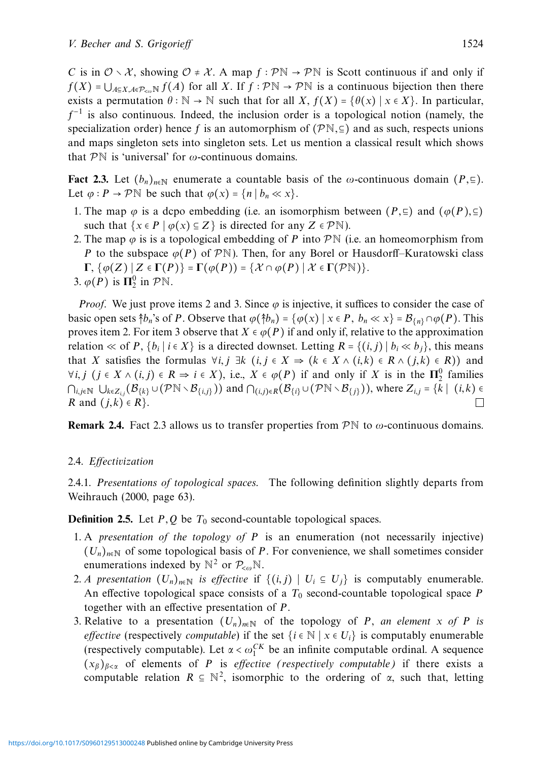$C$ is in $\mathcal{O} \setminus \mathcal{X}$, showing $\mathcal{O} \neq \mathcal{X}$. A map $f : \mathcal{P}\mathbb{N} \to \mathcal{P}\mathbb{N}$ is Scott continuous if and only if $f(X) = \bigcup_{A \subseteq X, A \in \mathcal{P}_{<\omega}\mathbb{N}} f(A)$ for all $X$. If $f : \mathcal{P}\mathbb{N} \to \mathcal{P}\mathbb{N}$ is a continuous bijection then there exists a permutation $\theta : \mathbb{N} \to \mathbb{N}$ such that for all $X$, $f(X) = \{\theta(x) \mid x \in X\}$. In particular, $f^{-1}$ is also continuous. Indeed, the inclusion order is a topological notion (namely, the specialization order) hence $f$ is an automorphism of $(\mathcal{P}\mathbb{N}, \subseteq)$ and as such, respects unions and maps singleton sets into singleton sets. Let us mention a classical result which shows that $\mathcal{P}\mathbb{N}$ is 'universal' for $\omega$-continuous domains.

**Fact 2.3.** Let $(b_n)_{n \in \mathbb{N}}$ enumerate a countable basis of the $\omega$-continuous domain $(P, \sqsubseteq)$. Let $\varphi : P \to \mathcal{P}\mathbb{N}$ be such that $\varphi(x) = \{n \mid b_n \ll x\}$.

1. The map $\varphi$ is a dcpo embedding (i.e. an isomorphism between $(P, \sqsubseteq)$ and $(\varphi(P), \subseteq)$ such that $\{x \in P \mid \varphi(x) \subseteq Z\}$ is directed for any $Z \in \mathcal{P}\mathbb{N}$).
2. The map $\varphi$ is is a topological embedding of $P$ into $\mathcal{P}\mathbb{N}$ (i.e. an homeomorphism from $P$ to the subspace $\varphi(P)$ of $\mathcal{P}\mathbb{N}$). Then, for any Borel or Hausdorff–Kuratowski class $\mathbf{\Gamma}$, $\{\varphi(Z) \mid Z \in \mathbf{\Gamma}(P)\} = \mathbf{\Gamma}(\varphi(P)) = \{\mathcal{X} \cap \varphi(P) \mid \mathcal{X} \in \mathbf{\Gamma}(\mathcal{P}\mathbb{N})\}$.
3. $\varphi(P)$ is $\mathbf{\Pi}^0_2$ in $\mathcal{P}\mathbb{N}$.

*Proof.* We just prove items 2 and 3. Since $\varphi$ is injective, it suffices to consider the case of basic open sets $\Uparrow b_n$'s of $P$. Observe that $\varphi(\Uparrow b_n) = \{\varphi(x) \mid x \in P,\ b_n \ll x\} = \mathcal{B}_{\{n\}} \cap \varphi(P)$. This proves item 2. For item 3 observe that $X \in \varphi(P)$ if and only if, relative to the approximation relation $\ll$ of $P$, $\{b_i \mid i \in X\}$ is a directed downset. Letting $R = \{(i,j) \mid b_i \ll b_j\}$, this means that $X$ satisfies the formulas $\forall i,j\ \exists k\ (i,j \in X \Rightarrow (k \in X \wedge (i,k) \in R \wedge (j,k) \in R))$ and $\forall i,j\ (j \in X \wedge (i,j) \in R \Rightarrow i \in X)$, i.e., $X \in \varphi(P)$ if and only if $X$ is in the $\mathbf{\Pi}^0_2$ families $\bigcap_{i,j \in \mathbb{N}} \bigcup_{k \in Z_{i,j}} (\mathcal{B}_{\{k\}} \cup (\mathcal{P}\mathbb{N} \setminus \mathcal{B}_{\{i,j\}}))$ and $\bigcap_{(i,j) \in R} (\mathcal{B}_{\{i\}} \cup (\mathcal{P}\mathbb{N} \setminus \mathcal{B}_{\{j\}}))$, where $Z_{i,j} = \{k \mid (i,k) \in R \text{ and } (j,k) \in R\}$. $\square$

**Remark 2.4.** Fact 2.3 allows us to transfer properties from $\mathcal{P}\mathbb{N}$ to $\omega$-continuous domains.

### 2.4. *Effectivization*

2.4.1. *Presentations of topological spaces.* The following definition slightly departs from Weihrauch (2000, page 63).

**Definition 2.5.** Let $P, Q$ be $T_0$ second-countable topological spaces.

1. A *presentation of the topology of $P$* is an enumeration (not necessarily injective) $(U_n)_{n \in \mathbb{N}}$ of some topological basis of $P$. For convenience, we shall sometimes consider enumerations indexed by $\mathbb{N}^2$ or $\mathcal{P}_{<\omega}\mathbb{N}$.
2. *A presentation $(U_n)_{n \in \mathbb{N}}$ is effective* if $\{(i,j) \mid U_i \subseteq U_j\}$ is computably enumerable. An effective topological space consists of a $T_0$ second-countable topological space $P$ together with an effective presentation of $P$.
3. Relative to a presentation $(U_n)_{n \in \mathbb{N}}$ of the topology of $P$, *an element $x$ of $P$ is effective* (respectively *computable*) if the set $\{i \in \mathbb{N} \mid x \in U_i\}$ is computably enumerable (respectively computable). Let $\alpha < \omega_1^{CK}$ be an infinite computable ordinal. A sequence $(x_\beta)_{\beta < \alpha}$ of elements of $P$ is *effective (respectively computable)* if there exists a computable relation $R \subseteq \mathbb{N}^2$, isomorphic to the ordering of $\alpha$, such that, letting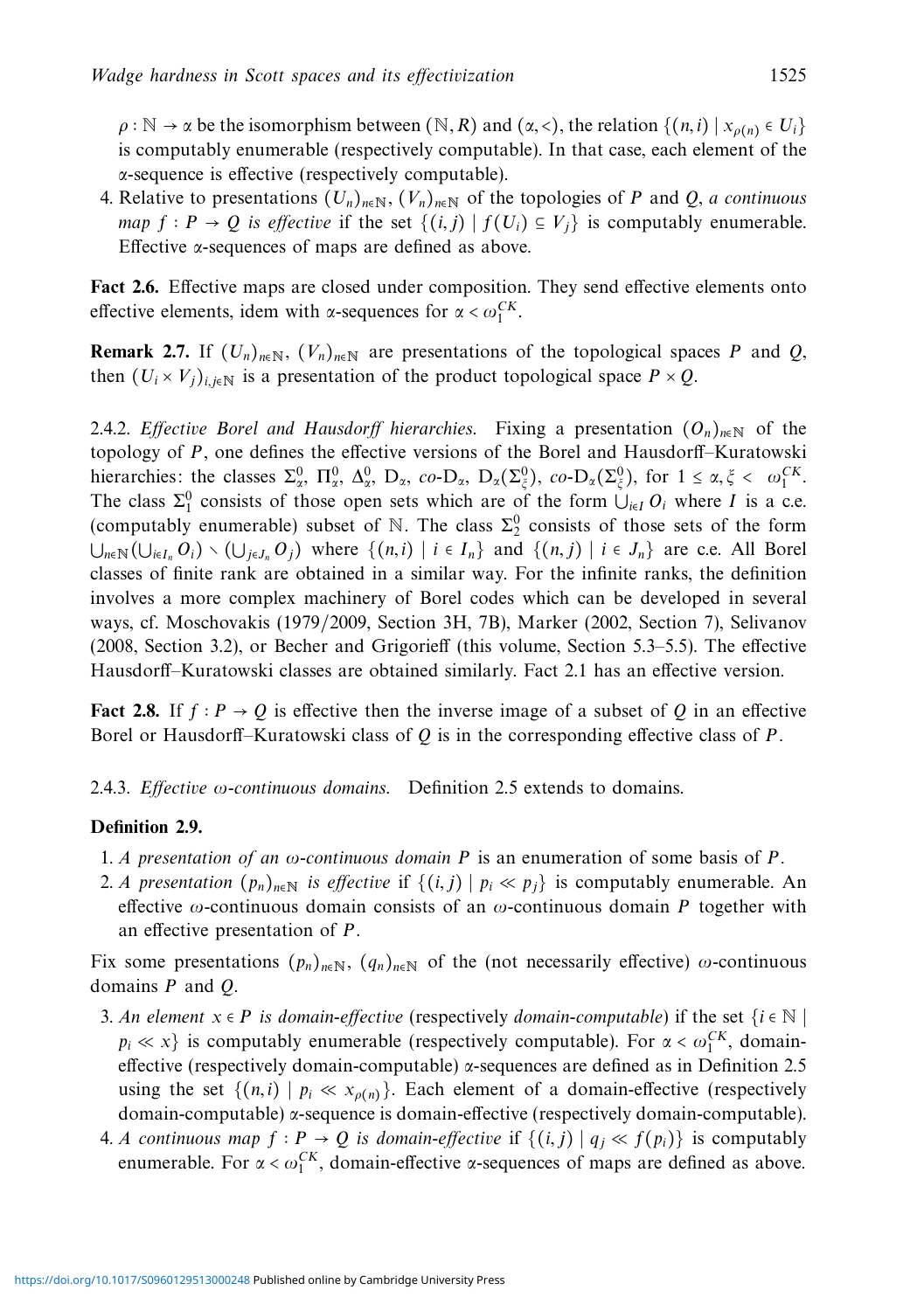$\rho : \mathbb{N} \to \alpha$ be the isomorphism between $(\mathbb{N}, R)$ and $(\alpha, <)$, the relation $\{(n,i) \mid x_{\rho(n)} \in U_i\}$ is computably enumerable (respectively computable). In that case, each element of the $\alpha$-sequence is effective (respectively computable).

4. Relative to presentations $(U_n)_{n\in\mathbb{N}}$, $(V_n)_{n\in\mathbb{N}}$ of the topologies of $P$ and $Q$, *a continuous map $f : P \to Q$ is effective* if the set $\{(i,j) \mid f(U_i) \subseteq V_j\}$ is computably enumerable. Effective $\alpha$-sequences of maps are defined as above.

**Fact 2.6.** Effective maps are closed under composition. They send effective elements onto effective elements, idem with $\alpha$-sequences for $\alpha < \omega_1^{CK}$.

**Remark 2.7.** If $(U_n)_{n\in\mathbb{N}}$, $(V_n)_{n\in\mathbb{N}}$ are presentations of the topological spaces $P$ and $Q$, then $(U_i \times V_j)_{i,j\in\mathbb{N}}$ is a presentation of the product topological space $P \times Q$.

2.4.2. *Effective Borel and Hausdorff hierarchies.* Fixing a presentation $(O_n)_{n\in\mathbb{N}}$ of the topology of $P$, one defines the effective versions of the Borel and Hausdorff–Kuratowski hierarchies: the classes $\Sigma^0_\alpha$, $\Pi^0_\alpha$, $\Delta^0_\alpha$, $\mathrm{D}_\alpha$, *co*-$\mathrm{D}_\alpha$, $\mathrm{D}_\alpha(\Sigma^0_\xi)$, *co*-$\mathrm{D}_\alpha(\Sigma^0_\xi)$, for $1 \leq \alpha, \xi < \omega_1^{CK}$. The class $\Sigma^0_1$ consists of those open sets which are of the form $\bigcup_{i\in I} O_i$ where $I$ is a c.e. (computably enumerable) subset of $\mathbb{N}$. The class $\Sigma^0_2$ consists of those sets of the form $\bigcup_{n\in\mathbb{N}}(\bigcup_{i\in I_n} O_i) \setminus (\bigcup_{j\in J_n} O_j)$ where $\{(n,i) \mid i \in I_n\}$ and $\{(n,j) \mid i \in J_n\}$ are c.e. All Borel classes of finite rank are obtained in a similar way. For the infinite ranks, the definition involves a more complex machinery of Borel codes which can be developed in several ways, cf. Moschovakis (1979/2009, Section 3H, 7B), Marker (2002, Section 7), Selivanov (2008, Section 3.2), or Becher and Grigorieff (this volume, Section 5.3–5.5). The effective Hausdorff–Kuratowski classes are obtained similarly. Fact 2.1 has an effective version.

**Fact 2.8.** If $f : P \to Q$ is effective then the inverse image of a subset of $Q$ in an effective Borel or Hausdorff–Kuratowski class of $Q$ is in the corresponding effective class of $P$.

2.4.3. *Effective $\omega$-continuous domains.* Definition 2.5 extends to domains.

**Definition 2.9.**

1. *A presentation of an $\omega$-continuous domain $P$* is an enumeration of some basis of $P$.
2. *A presentation $(p_n)_{n\in\mathbb{N}}$ is effective* if $\{(i,j) \mid p_i \ll p_j\}$ is computably enumerable. An effective $\omega$-continuous domain consists of an $\omega$-continuous domain $P$ together with an effective presentation of $P$.

Fix some presentations $(p_n)_{n\in\mathbb{N}}$, $(q_n)_{n\in\mathbb{N}}$ of the (not necessarily effective) $\omega$-continuous domains $P$ and $Q$.

3. *An element $x \in P$ is domain-effective* (respectively *domain-computable*) if the set $\{i \in \mathbb{N} \mid p_i \ll x\}$ is computably enumerable (respectively computable). For $\alpha < \omega_1^{CK}$, domain-effective (respectively domain-computable) $\alpha$-sequences are defined as in Definition 2.5 using the set $\{(n,i) \mid p_i \ll x_{\rho(n)}\}$. Each element of a domain-effective (respectively domain-computable) $\alpha$-sequence is domain-effective (respectively domain-computable).
4. *A continuous map $f : P \to Q$ is domain-effective* if $\{(i,j) \mid q_j \ll f(p_i)\}$ is computably enumerable. For $\alpha < \omega_1^{CK}$, domain-effective $\alpha$-sequences of maps are defined as above.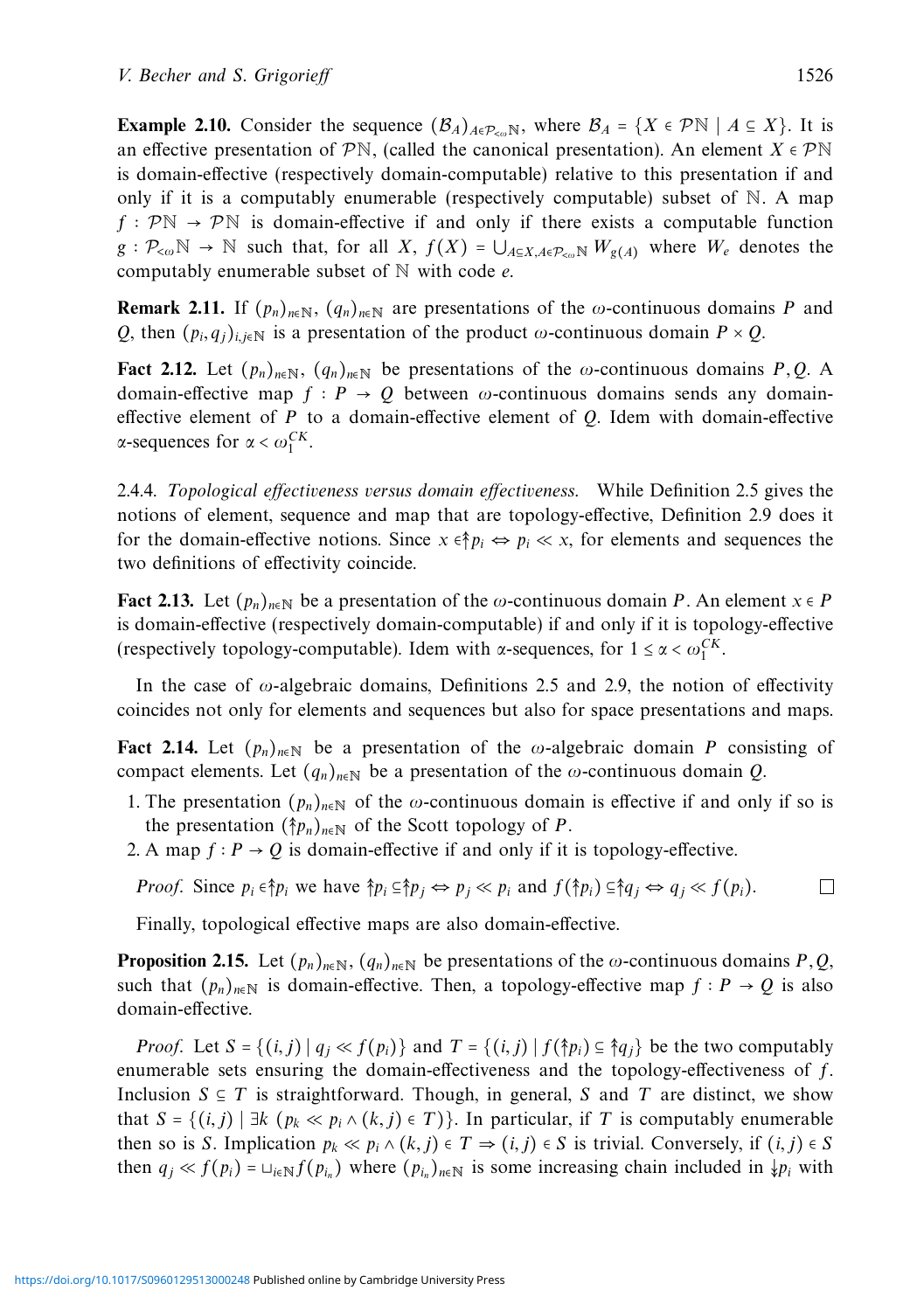**Example 2.10.** Consider the sequence $(\mathcal{B}_A)_{A\in\mathcal{P}_{<\omega}\mathbb{N}}$, where $\mathcal{B}_A = \{X \in \mathcal{P}\mathbb{N} \mid A \subseteq X\}$. It is an effective presentation of $\mathcal{P}\mathbb{N}$, (called the canonical presentation). An element $X \in \mathcal{P}\mathbb{N}$ is domain-effective (respectively domain-computable) relative to this presentation if and only if it is a computably enumerable (respectively computable) subset of $\mathbb{N}$. A map $f : \mathcal{P}\mathbb{N} \to \mathcal{P}\mathbb{N}$ is domain-effective if and only if there exists a computable function $g : \mathcal{P}_{<\omega}\mathbb{N} \to \mathbb{N}$ such that, for all $X$, $f(X) = \bigcup_{A\subseteq X, A\in\mathcal{P}_{<\omega}\mathbb{N}} W_{g(A)}$ where $W_e$ denotes the computably enumerable subset of $\mathbb{N}$ with code $e$.

**Remark 2.11.** If $(p_n)_{n\in\mathbb{N}}$, $(q_n)_{n\in\mathbb{N}}$ are presentations of the $\omega$-continuous domains $P$ and $Q$, then $(p_i, q_j)_{i,j\in\mathbb{N}}$ is a presentation of the product $\omega$-continuous domain $P \times Q$.

**Fact 2.12.** Let $(p_n)_{n\in\mathbb{N}}$, $(q_n)_{n\in\mathbb{N}}$ be presentations of the $\omega$-continuous domains $P, Q$. A domain-effective map $f : P \to Q$ between $\omega$-continuous domains sends any domain-effective element of $P$ to a domain-effective element of $Q$. Idem with domain-effective $\alpha$-sequences for $\alpha < \omega_1^{CK}$.

2.4.4. *Topological effectiveness versus domain effectiveness.* While Definition 2.5 gives the notions of element, sequence and map that are topology-effective, Definition 2.9 does it for the domain-effective notions. Since $x \in \Uparrow p_i \Leftrightarrow p_i \ll x$, for elements and sequences the two definitions of effectivity coincide.

**Fact 2.13.** Let $(p_n)_{n\in\mathbb{N}}$ be a presentation of the $\omega$-continuous domain $P$. An element $x \in P$ is domain-effective (respectively domain-computable) if and only if it is topology-effective (respectively topology-computable). Idem with $\alpha$-sequences, for $1 \le \alpha < \omega_1^{CK}$.

In the case of $\omega$-algebraic domains, Definitions 2.5 and 2.9, the notion of effectivity coincides not only for elements and sequences but also for space presentations and maps.

**Fact 2.14.** Let $(p_n)_{n\in\mathbb{N}}$ be a presentation of the $\omega$-algebraic domain $P$ consisting of compact elements. Let $(q_n)_{n\in\mathbb{N}}$ be a presentation of the $\omega$-continuous domain $Q$.

1. The presentation $(p_n)_{n\in\mathbb{N}}$ of the $\omega$-continuous domain is effective if and only if so is the presentation $(\Uparrow p_n)_{n\in\mathbb{N}}$ of the Scott topology of $P$.
2. A map $f : P \to Q$ is domain-effective if and only if it is topology-effective.

*Proof.* Since $p_i \in \Uparrow p_i$ we have $\Uparrow p_i \subseteq \Uparrow p_j \Leftrightarrow p_j \ll p_i$ and $f(\Uparrow p_i) \subseteq \Uparrow q_j \Leftrightarrow q_j \ll f(p_i)$. □

Finally, topological effective maps are also domain-effective.

**Proposition 2.15.** Let $(p_n)_{n\in\mathbb{N}}$, $(q_n)_{n\in\mathbb{N}}$ be presentations of the $\omega$-continuous domains $P, Q$, such that $(p_n)_{n\in\mathbb{N}}$ is domain-effective. Then, a topology-effective map $f : P \to Q$ is also domain-effective.

*Proof.* Let $S = \{(i,j) \mid q_j \ll f(p_i)\}$ and $T = \{(i,j) \mid f(\Uparrow p_i) \subseteq \Uparrow q_j\}$ be the two computably enumerable sets ensuring the domain-effectiveness and the topology-effectiveness of $f$. Inclusion $S \subseteq T$ is straightforward. Though, in general, $S$ and $T$ are distinct, we show that $S = \{(i,j) \mid \exists k\ (p_k \ll p_i \wedge (k,j) \in T)\}$. In particular, if $T$ is computably enumerable then so is $S$. Implication $p_k \ll p_i \wedge (k,j) \in T \Rightarrow (i,j) \in S$ is trivial. Conversely, if $(i,j) \in S$ then $q_j \ll f(p_i) = \sqcup_{i\in\mathbb{N}} f(p_{i_n})$ where $(p_{i_n})_{n\in\mathbb{N}}$ is some increasing chain included in $\Downarrow p_i$ with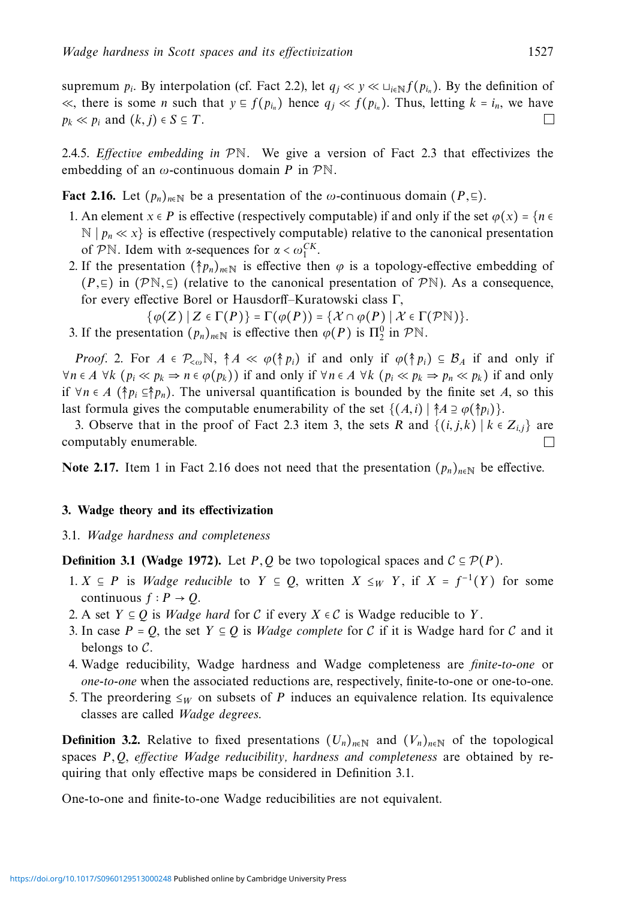supremum $p_i$. By interpolation (cf. Fact 2.2), let $q_j \ll y \ll \sqcup_{i \in \mathbb{N}} f(p_{i_n})$. By the definition of $\ll$, there is some $n$ such that $y \sqsubseteq f(p_{i_n})$ hence $q_j \ll f(p_{i_n})$. Thus, letting $k = i_n$, we have $p_k \ll p_i$ and $(k, j) \in S \subseteq T$. □

2.4.5. *Effective embedding in* $\mathcal{P}\mathbb{N}$. We give a version of Fact 2.3 that effectivizes the embedding of an $\omega$-continuous domain $P$ in $\mathcal{P}\mathbb{N}$.

**Fact 2.16.** Let $(p_n)_{n \in \mathbb{N}}$ be a presentation of the $\omega$-continuous domain $(P, \sqsubseteq)$.

1. An element $x \in P$ is effective (respectively computable) if and only if the set $\varphi(x) = \{n \in \mathbb{N} \mid p_n \ll x\}$ is effective (respectively computable) relative to the canonical presentation of $\mathcal{P}\mathbb{N}$. Idem with $\alpha$-sequences for $\alpha < \omega_1^{CK}$.
2. If the presentation $(\Uparrow p_n)_{n \in \mathbb{N}}$ is effective then $\varphi$ is a topology-effective embedding of $(P, \sqsubseteq)$ in $(\mathcal{P}\mathbb{N}, \subseteq)$ (relative to the canonical presentation of $\mathcal{P}\mathbb{N}$). As a consequence, for every effective Borel or Hausdorff–Kuratowski class $\Gamma$,
$$\{\varphi(Z) \mid Z \in \Gamma(P)\} = \Gamma(\varphi(P)) = \{\mathcal{X} \cap \varphi(P) \mid \mathcal{X} \in \Gamma(\mathcal{P}\mathbb{N})\}.$$
3. If the presentation $(p_n)_{n \in \mathbb{N}}$ is effective then $\varphi(P)$ is $\Pi^0_2$ in $\mathcal{P}\mathbb{N}$.

*Proof.* 2. For $A \in \mathcal{P}_{<\omega}\mathbb{N}$, $\Uparrow A \ll \varphi(\Uparrow p_i)$ if and only if $\varphi(\Uparrow p_i) \subseteq \mathcal{B}_A$ if and only if $\forall n \in A\ \forall k\ (p_i \ll p_k \Rightarrow n \in \varphi(p_k))$ if and only if $\forall n \in A\ \forall k\ (p_i \ll p_k \Rightarrow p_n \ll p_k)$ if and only if $\forall n \in A\ (\Uparrow p_i \subseteq \Uparrow p_n)$. The universal quantification is bounded by the finite set $A$, so this last formula gives the computable enumerability of the set $\{(A, i) \mid \Uparrow A \supseteq \varphi(\Uparrow p_i)\}$.

3. Observe that in the proof of Fact 2.3 item 3, the sets $R$ and $\{(i, j, k) \mid k \in Z_{i,j}\}$ are computably enumerable. □

**Note 2.17.** Item 1 in Fact 2.16 does not need that the presentation $(p_n)_{n \in \mathbb{N}}$ be effective.

## 3. Wadge theory and its effectivization

### 3.1. *Wadge hardness and completeness*

**Definition 3.1 (Wadge 1972).** Let $P, Q$ be two topological spaces and $\mathcal{C} \subseteq \mathcal{P}(P)$.

1. $X \subseteq P$ is *Wadge reducible* to $Y \subseteq Q$, written $X \leq_W Y$, if $X = f^{-1}(Y)$ for some continuous $f : P \to Q$.
2. A set $Y \subseteq Q$ is *Wadge hard* for $\mathcal{C}$ if every $X \in \mathcal{C}$ is Wadge reducible to $Y$.
3. In case $P = Q$, the set $Y \subseteq Q$ is *Wadge complete* for $\mathcal{C}$ if it is Wadge hard for $\mathcal{C}$ and it belongs to $\mathcal{C}$.
4. Wadge reducibility, Wadge hardness and Wadge completeness are *finite-to-one* or *one-to-one* when the associated reductions are, respectively, finite-to-one or one-to-one.
5. The preordering $\leq_W$ on subsets of $P$ induces an equivalence relation. Its equivalence classes are called *Wadge degrees*.

**Definition 3.2.** Relative to fixed presentations $(U_n)_{n \in \mathbb{N}}$ and $(V_n)_{n \in \mathbb{N}}$ of the topological spaces $P, Q$, *effective Wadge reducibility, hardness and completeness* are obtained by requiring that only effective maps be considered in Definition 3.1.

One-to-one and finite-to-one Wadge reducibilities are not equivalent.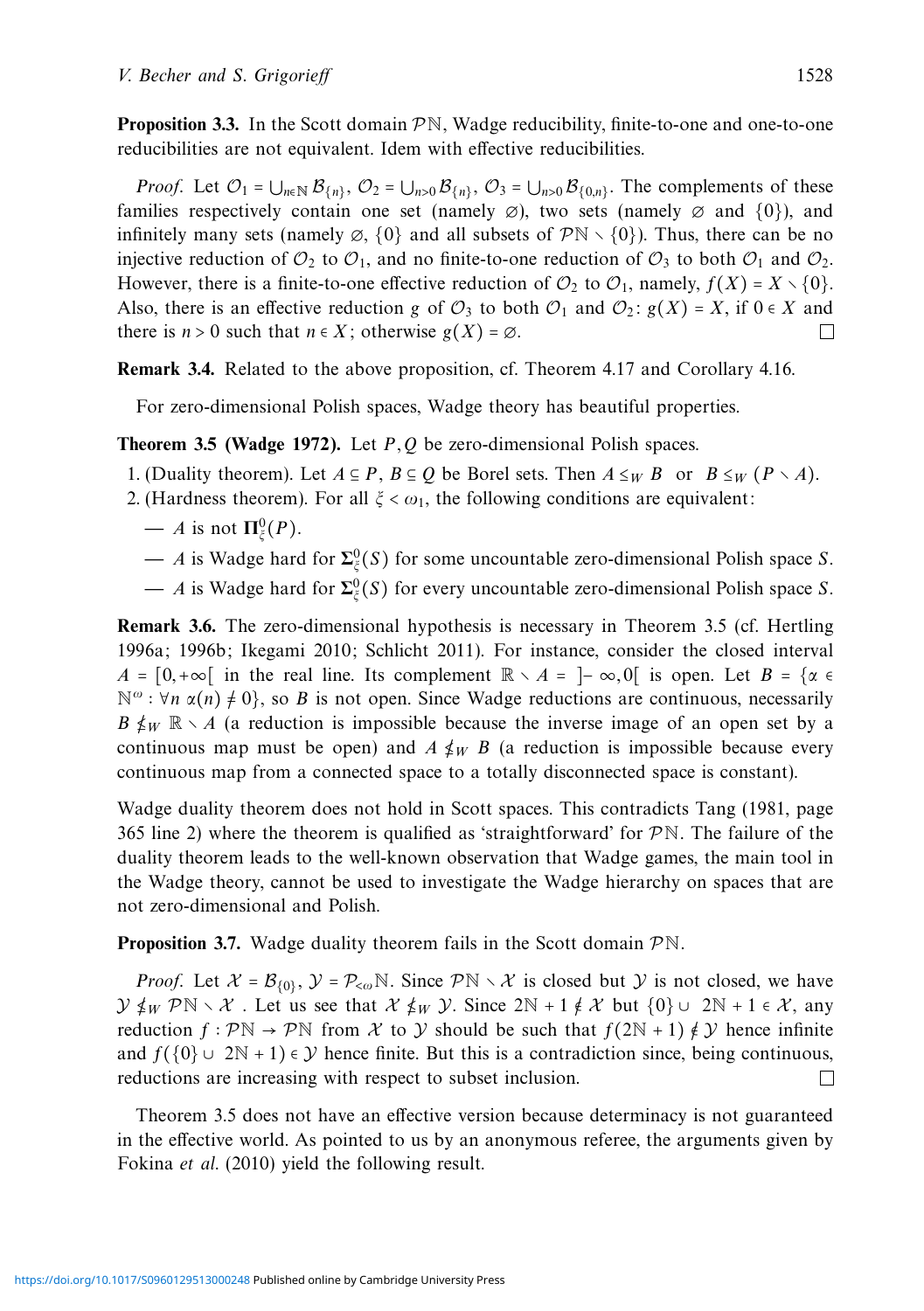**Proposition 3.3.** In the Scott domain $\mathcal{P}\mathbb{N}$, Wadge reducibility, finite-to-one and one-to-one reducibilities are not equivalent. Idem with effective reducibilities.

*Proof.* Let $\mathcal{O}_1 = \bigcup_{n\in\mathbb{N}} \mathcal{B}_{\{n\}}$, $\mathcal{O}_2 = \bigcup_{n>0} \mathcal{B}_{\{n\}}$, $\mathcal{O}_3 = \bigcup_{n>0} \mathcal{B}_{\{0,n\}}$. The complements of these families respectively contain one set (namely $\varnothing$), two sets (namely $\varnothing$ and $\{0\}$), and infinitely many sets (namely $\varnothing$, $\{0\}$ and all subsets of $\mathcal{P}\mathbb{N} \setminus \{0\}$). Thus, there can be no injective reduction of $\mathcal{O}_2$ to $\mathcal{O}_1$, and no finite-to-one reduction of $\mathcal{O}_3$ to both $\mathcal{O}_1$ and $\mathcal{O}_2$. However, there is a finite-to-one effective reduction of $\mathcal{O}_2$ to $\mathcal{O}_1$, namely, $f(X) = X \setminus \{0\}$. Also, there is an effective reduction $g$ of $\mathcal{O}_3$ to both $\mathcal{O}_1$ and $\mathcal{O}_2$: $g(X) = X$, if $0 \in X$ and there is $n > 0$ such that $n \in X$; otherwise $g(X) = \varnothing$. □

**Remark 3.4.** Related to the above proposition, cf. Theorem 4.17 and Corollary 4.16.

For zero-dimensional Polish spaces, Wadge theory has beautiful properties.

**Theorem 3.5 (Wadge 1972).** Let $P, Q$ be zero-dimensional Polish spaces.

1. (Duality theorem). Let $A \subseteq P$, $B \subseteq Q$ be Borel sets. Then $A \leq_W B$ or $B \leq_W (P \setminus A)$.
2. (Hardness theorem). For all $\xi < \omega_1$, the following conditions are equivalent:
   - $A$ is not $\mathbf{\Pi}^0_\xi(P)$.
   - $A$ is Wadge hard for $\mathbf{\Sigma}^0_\xi(S)$ for some uncountable zero-dimensional Polish space $S$.
   - $A$ is Wadge hard for $\mathbf{\Sigma}^0_\xi(S)$ for every uncountable zero-dimensional Polish space $S$.

**Remark 3.6.** The zero-dimensional hypothesis is necessary in Theorem 3.5 (cf. Hertling 1996a; 1996b; Ikegami 2010; Schlicht 2011). For instance, consider the closed interval $A = [0, +\infty[$ in the real line. Its complement $\mathbb{R} \setminus A = ]-\infty, 0[$ is open. Let $B = \{\alpha \in \mathbb{N}^\omega : \forall n\ \alpha(n) \neq 0\}$, so $B$ is not open. Since Wadge reductions are continuous, necessarily $B \nleq_W \mathbb{R} \setminus A$ (a reduction is impossible because the inverse image of an open set by a continuous map must be open) and $A \nleq_W B$ (a reduction is impossible because every continuous map from a connected space to a totally disconnected space is constant).

Wadge duality theorem does not hold in Scott spaces. This contradicts Tang (1981, page 365 line 2) where the theorem is qualified as 'straightforward' for $\mathcal{P}\mathbb{N}$. The failure of the duality theorem leads to the well-known observation that Wadge games, the main tool in the Wadge theory, cannot be used to investigate the Wadge hierarchy on spaces that are not zero-dimensional and Polish.

**Proposition 3.7.** Wadge duality theorem fails in the Scott domain $\mathcal{P}\mathbb{N}$.

*Proof.* Let $\mathcal{X} = \mathcal{B}_{\{0\}}$, $\mathcal{Y} = \mathcal{P}_{<\omega}\mathbb{N}$. Since $\mathcal{P}\mathbb{N} \setminus \mathcal{X}$ is closed but $\mathcal{Y}$ is not closed, we have $\mathcal{Y} \nleq_W \mathcal{P}\mathbb{N} \setminus \mathcal{X}$ . Let us see that $\mathcal{X} \nleq_W \mathcal{Y}$. Since $2\mathbb{N}+1 \notin \mathcal{X}$ but $\{0\} \cup 2\mathbb{N}+1 \in \mathcal{X}$, any reduction $f : \mathcal{P}\mathbb{N} \to \mathcal{P}\mathbb{N}$ from $\mathcal{X}$ to $\mathcal{Y}$ should be such that $f(2\mathbb{N}+1) \notin \mathcal{Y}$ hence infinite and $f(\{0\} \cup 2\mathbb{N}+1) \in \mathcal{Y}$ hence finite. But this is a contradiction since, being continuous, reductions are increasing with respect to subset inclusion. □

Theorem 3.5 does not have an effective version because determinacy is not guaranteed in the effective world. As pointed to us by an anonymous referee, the arguments given by Fokina *et al.* (2010) yield the following result.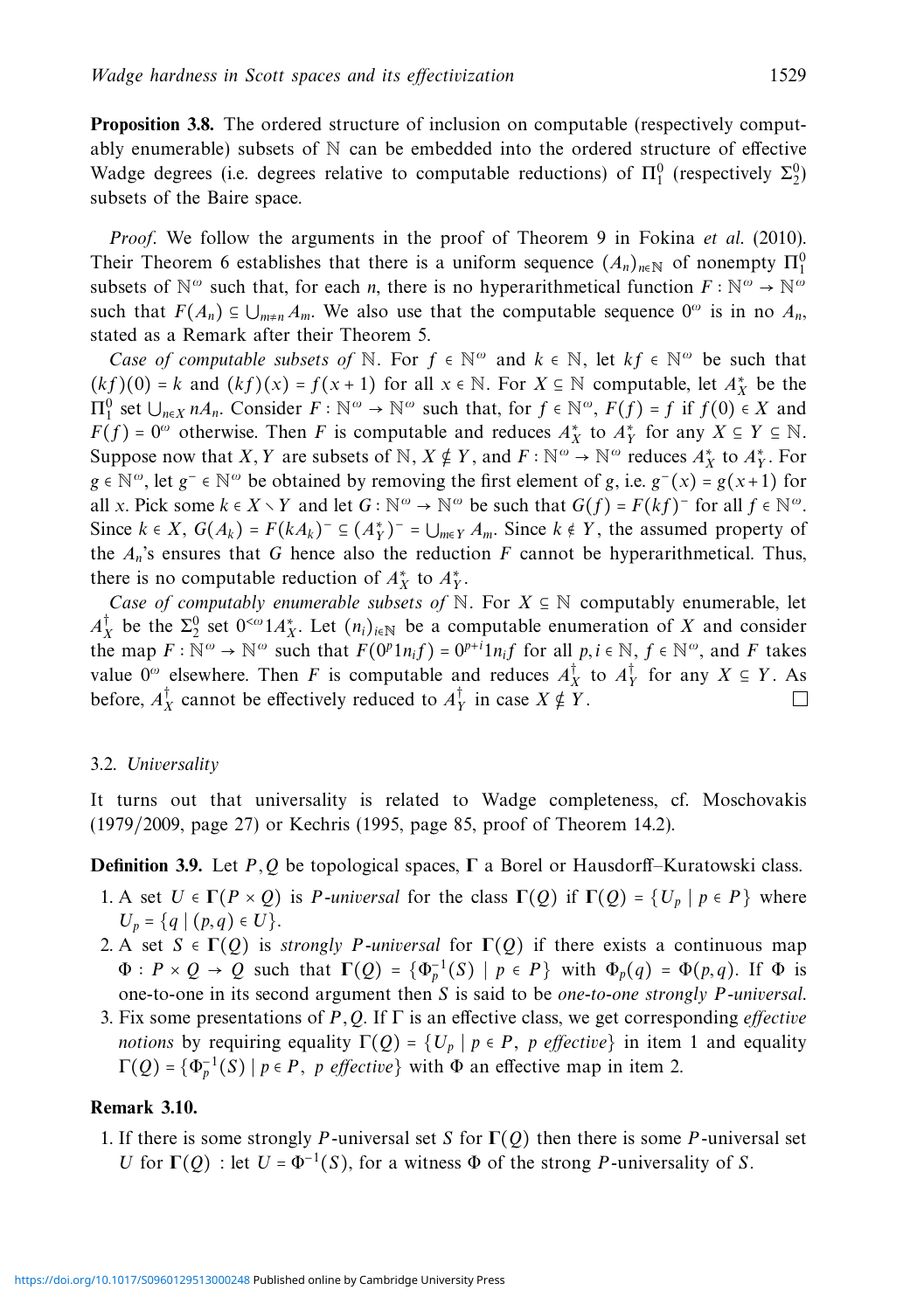**Proposition 3.8.** The ordered structure of inclusion on computable (respectively computably enumerable) subsets of $\mathbb{N}$ can be embedded into the ordered structure of effective Wadge degrees (i.e. degrees relative to computable reductions) of $\Pi^0_1$ (respectively $\Sigma^0_2$) subsets of the Baire space.

*Proof.* We follow the arguments in the proof of Theorem 9 in Fokina *et al.* (2010). Their Theorem 6 establishes that there is a uniform sequence $(A_n)_{n\in\mathbb{N}}$ of nonempty $\Pi^0_1$ subsets of $\mathbb{N}^\omega$ such that, for each $n$, there is no hyperarithmetical function $F : \mathbb{N}^\omega \to \mathbb{N}^\omega$ such that $F(A_n) \subseteq \bigcup_{m\neq n} A_m$. We also use that the computable sequence $0^\omega$ is in no $A_n$, stated as a Remark after their Theorem 5.

*Case of computable subsets of* $\mathbb{N}$. For $f \in \mathbb{N}^\omega$ and $k \in \mathbb{N}$, let $kf \in \mathbb{N}^\omega$ be such that $(kf)(0) = k$ and $(kf)(x) = f(x+1)$ for all $x \in \mathbb{N}$. For $X \subseteq \mathbb{N}$ computable, let $A^*_X$ be the $\Pi^0_1$ set $\bigcup_{n\in X} nA_n$. Consider $F : \mathbb{N}^\omega \to \mathbb{N}^\omega$ such that, for $f \in \mathbb{N}^\omega$, $F(f) = f$ if $f(0) \in X$ and $F(f) = 0^\omega$ otherwise. Then $F$ is computable and reduces $A^*_X$ to $A^*_Y$ for any $X \subseteq Y \subseteq \mathbb{N}$. Suppose now that $X, Y$ are subsets of $\mathbb{N}$, $X \nsubseteq Y$, and $F : \mathbb{N}^\omega \to \mathbb{N}^\omega$ reduces $A^*_X$ to $A^*_Y$. For $g \in \mathbb{N}^\omega$, let $g^- \in \mathbb{N}^\omega$ be obtained by removing the first element of $g$, i.e. $g^-(x) = g(x+1)$ for all $x$. Pick some $k \in X \setminus Y$ and let $G : \mathbb{N}^\omega \to \mathbb{N}^\omega$ be such that $G(f) = F(kf)^-$ for all $f \in \mathbb{N}^\omega$. Since $k \in X$, $G(A_k) = F(kA_k)^- \subseteq (A^*_Y)^- = \bigcup_{m\in Y} A_m$. Since $k \notin Y$, the assumed property of the $A_n$'s ensures that $G$ hence also the reduction $F$ cannot be hyperarithmetical. Thus, there is no computable reduction of $A^*_X$ to $A^*_Y$.

*Case of computably enumerable subsets of* $\mathbb{N}$. For $X \subseteq \mathbb{N}$ computably enumerable, let $A^\dagger_X$ be the $\Sigma^0_2$ set $0^{<\omega}1A^*_X$. Let $(n_i)_{i\in\mathbb{N}}$ be a computable enumeration of $X$ and consider the map $F : \mathbb{N}^\omega \to \mathbb{N}^\omega$ such that $F(0^p1n_if) = 0^{p+i}1n_if$ for all $p, i \in \mathbb{N}$, $f \in \mathbb{N}^\omega$, and $F$ takes value $0^\omega$ elsewhere. Then $F$ is computable and reduces $A^\dagger_X$ to $A^\dagger_Y$ for any $X \subseteq Y$. As before, $A^\dagger_X$ cannot be effectively reduced to $A^\dagger_Y$ in case $X \nsubseteq Y$. □

### 3.2. *Universality*

It turns out that universality is related to Wadge completeness, cf. Moschovakis (1979/2009, page 27) or Kechris (1995, page 85, proof of Theorem 14.2).

**Definition 3.9.** Let $P, Q$ be topological spaces, $\mathbf{\Gamma}$ a Borel or Hausdorff–Kuratowski class.

1. A set $U \in \mathbf{\Gamma}(P \times Q)$ is $P$-*universal* for the class $\mathbf{\Gamma}(Q)$ if $\mathbf{\Gamma}(Q) = \{U_p \mid p \in P\}$ where $U_p = \{q \mid (p,q) \in U\}$.
2. A set $S \in \mathbf{\Gamma}(Q)$ is *strongly* $P$-*universal* for $\mathbf{\Gamma}(Q)$ if there exists a continuous map $\Phi : P \times Q \to Q$ such that $\mathbf{\Gamma}(Q) = \{\Phi_p^{-1}(S) \mid p \in P\}$ with $\Phi_p(q) = \Phi(p,q)$. If $\Phi$ is one-to-one in its second argument then $S$ is said to be *one-to-one strongly* $P$-*universal*.
3. Fix some presentations of $P, Q$. If $\Gamma$ is an effective class, we get corresponding *effective notions* by requiring equality $\Gamma(Q) = \{U_p \mid p \in P,\ p \textit{ effective}\}$ in item 1 and equality $\Gamma(Q) = \{\Phi_p^{-1}(S) \mid p \in P,\ p \textit{ effective}\}$ with $\Phi$ an effective map in item 2.

**Remark 3.10.**

1. If there is some strongly $P$-universal set $S$ for $\mathbf{\Gamma}(Q)$ then there is some $P$-universal set $U$ for $\mathbf{\Gamma}(Q)$ : let $U = \Phi^{-1}(S)$, for a witness $\Phi$ of the strong $P$-universality of $S$.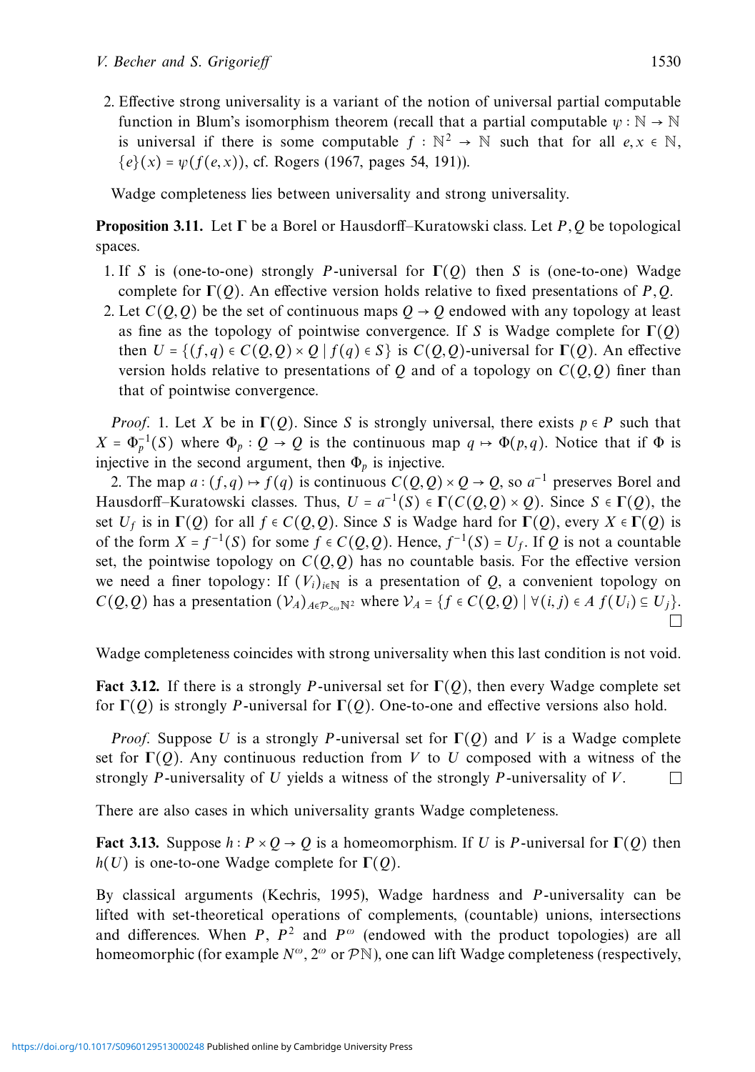2. Effective strong universality is a variant of the notion of universal partial computable function in Blum's isomorphism theorem (recall that a partial computable $\psi : \mathbb{N} \to \mathbb{N}$ is universal if there is some computable $f : \mathbb{N}^2 \to \mathbb{N}$ such that for all $e, x \in \mathbb{N}$, $\{e\}(x) = \psi(f(e,x))$, cf. Rogers (1967, pages 54, 191)).

Wadge completeness lies between universality and strong universality.

**Proposition 3.11.** Let $\mathbf{\Gamma}$ be a Borel or Hausdorff–Kuratowski class. Let $P, Q$ be topological spaces.

1. If $S$ is (one-to-one) strongly $P$-universal for $\mathbf{\Gamma}(Q)$ then $S$ is (one-to-one) Wadge complete for $\mathbf{\Gamma}(Q)$. An effective version holds relative to fixed presentations of $P, Q$.
2. Let $C(Q,Q)$ be the set of continuous maps $Q \to Q$ endowed with any topology at least as fine as the topology of pointwise convergence. If $S$ is Wadge complete for $\mathbf{\Gamma}(Q)$ then $U = \{(f,q) \in C(Q,Q) \times Q \mid f(q) \in S\}$ is $C(Q,Q)$-universal for $\mathbf{\Gamma}(Q)$. An effective version holds relative to presentations of $Q$ and of a topology on $C(Q,Q)$ finer than that of pointwise convergence.

*Proof.* 1. Let $X$ be in $\mathbf{\Gamma}(Q)$. Since $S$ is strongly universal, there exists $p \in P$ such that $X = \Phi_p^{-1}(S)$ where $\Phi_p : Q \to Q$ is the continuous map $q \mapsto \Phi(p,q)$. Notice that if $\Phi$ is injective in the second argument, then $\Phi_p$ is injective.

2. The map $a : (f,q) \mapsto f(q)$ is continuous $C(Q,Q) \times Q \to Q$, so $a^{-1}$ preserves Borel and Hausdorff–Kuratowski classes. Thus, $U = a^{-1}(S) \in \mathbf{\Gamma}(C(Q,Q) \times Q)$. Since $S \in \mathbf{\Gamma}(Q)$, the set $U_f$ is in $\mathbf{\Gamma}(Q)$ for all $f \in C(Q,Q)$. Since $S$ is Wadge hard for $\mathbf{\Gamma}(Q)$, every $X \in \mathbf{\Gamma}(Q)$ is of the form $X = f^{-1}(S)$ for some $f \in C(Q,Q)$. Hence, $f^{-1}(S) = U_f$. If $Q$ is not a countable set, the pointwise topology on $C(Q,Q)$ has no countable basis. For the effective version we need a finer topology: If $(V_i)_{i \in \mathbb{N}}$ is a presentation of $Q$, a convenient topology on $C(Q,Q)$ has a presentation $(\mathcal{V}_A)_{A \in \mathcal{P}_{<\omega}\mathbb{N}^2}$ where $\mathcal{V}_A = \{f \in C(Q,Q) \mid \forall (i,j) \in A\ f(U_i) \subseteq U_j\}$. □

Wadge completeness coincides with strong universality when this last condition is not void.

**Fact 3.12.** If there is a strongly $P$-universal set for $\mathbf{\Gamma}(Q)$, then every Wadge complete set for $\mathbf{\Gamma}(Q)$ is strongly $P$-universal for $\mathbf{\Gamma}(Q)$. One-to-one and effective versions also hold.

*Proof.* Suppose $U$ is a strongly $P$-universal set for $\mathbf{\Gamma}(Q)$ and $V$ is a Wadge complete set for $\mathbf{\Gamma}(Q)$. Any continuous reduction from $V$ to $U$ composed with a witness of the strongly $P$-universality of $U$ yields a witness of the strongly $P$-universality of $V$. □

There are also cases in which universality grants Wadge completeness.

**Fact 3.13.** Suppose $h : P \times Q \to Q$ is a homeomorphism. If $U$ is $P$-universal for $\mathbf{\Gamma}(Q)$ then $h(U)$ is one-to-one Wadge complete for $\mathbf{\Gamma}(Q)$.

By classical arguments (Kechris, 1995), Wadge hardness and $P$-universality can be lifted with set-theoretical operations of complements, (countable) unions, intersections and differences. When $P$, $P^2$ and $P^\omega$ (endowed with the product topologies) are all homeomorphic (for example $N^\omega$, $2^\omega$ or $\mathcal{P}\mathbb{N}$), one can lift Wadge completeness (respectively,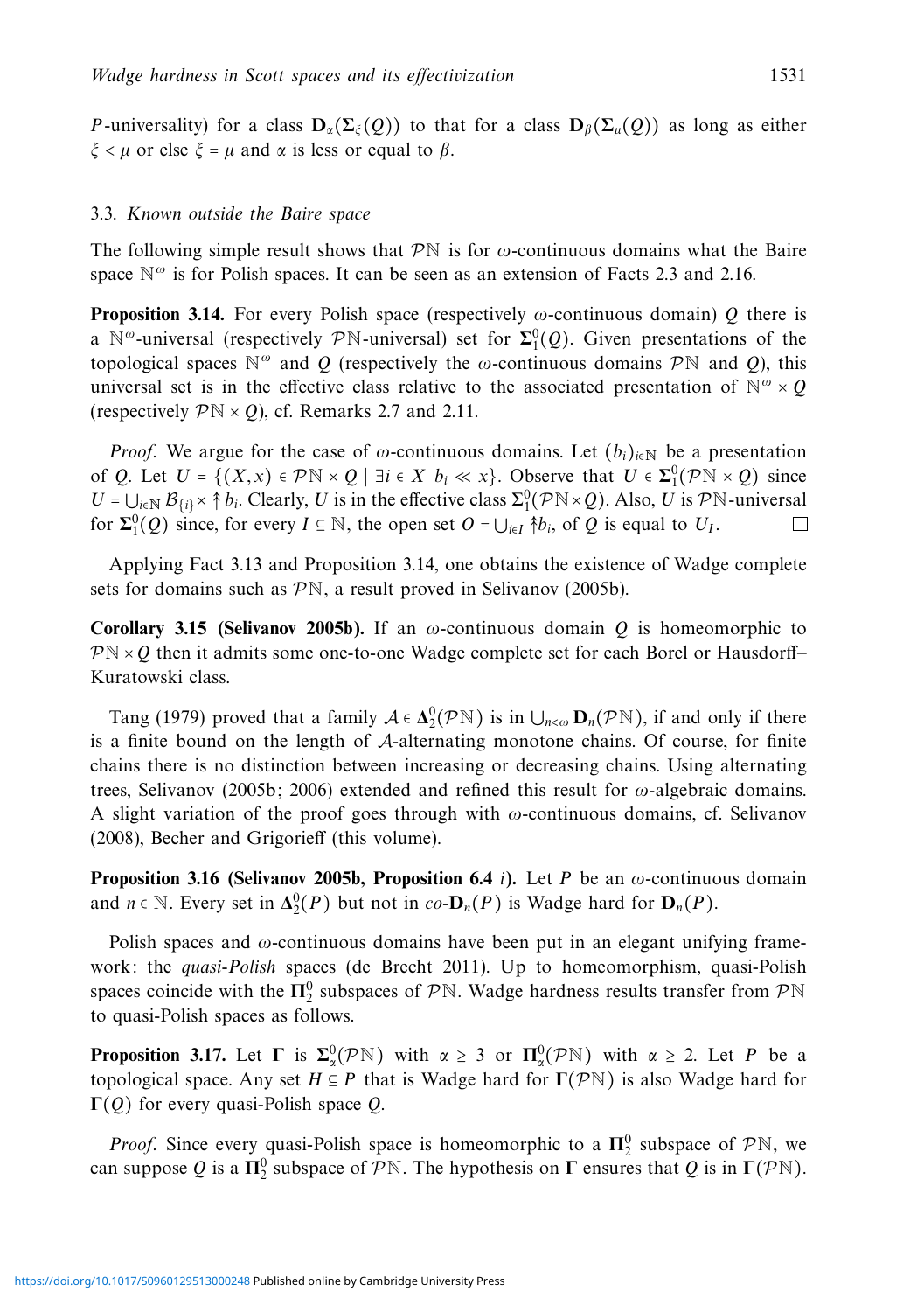$P$-universality) for a class $\mathbf{D}_\alpha(\boldsymbol{\Sigma}_\xi(Q))$ to that for a class $\mathbf{D}_\beta(\boldsymbol{\Sigma}_\mu(Q))$ as long as either $\xi < \mu$ or else $\xi = \mu$ and $\alpha$ is less or equal to $\beta$.

### 3.3. *Known outside the Baire space*

The following simple result shows that $\mathcal{P}\mathbb{N}$ is for $\omega$-continuous domains what the Baire space $\mathbb{N}^\omega$ is for Polish spaces. It can be seen as an extension of Facts 2.3 and 2.16.

**Proposition 3.14.** For every Polish space (respectively $\omega$-continuous domain) $Q$ there is a $\mathbb{N}^\omega$-universal (respectively $\mathcal{P}\mathbb{N}$-universal) set for $\boldsymbol{\Sigma}^0_1(Q)$. Given presentations of the topological spaces $\mathbb{N}^\omega$ and $Q$ (respectively the $\omega$-continuous domains $\mathcal{P}\mathbb{N}$ and $Q$), this universal set is in the effective class relative to the associated presentation of $\mathbb{N}^\omega \times Q$ (respectively $\mathcal{P}\mathbb{N} \times Q$), cf. Remarks 2.7 and 2.11.

*Proof.* We argue for the case of $\omega$-continuous domains. Let $(b_i)_{i\in\mathbb{N}}$ be a presentation of $Q$. Let $U = \{(X, x) \in \mathcal{P}\mathbb{N} \times Q \mid \exists i \in X \;\; b_i \ll x\}$. Observe that $U \in \boldsymbol{\Sigma}^0_1(\mathcal{P}\mathbb{N} \times Q)$ since $U = \bigcup_{i\in\mathbb{N}} \mathcal{B}_{\{i\}} \times \Uparrow b_i$. Clearly, $U$ is in the effective class $\Sigma^0_1(\mathcal{P}\mathbb{N}\times Q)$. Also, $U$ is $\mathcal{P}\mathbb{N}$-universal for $\boldsymbol{\Sigma}^0_1(Q)$ since, for every $I \subseteq \mathbb{N}$, the open set $O = \bigcup_{i\in I} \Uparrow b_i$, of $Q$ is equal to $U_I$. $\square$

Applying Fact 3.13 and Proposition 3.14, one obtains the existence of Wadge complete sets for domains such as $\mathcal{P}\mathbb{N}$, a result proved in Selivanov (2005b).

**Corollary 3.15 (Selivanov 2005b).** If an $\omega$-continuous domain $Q$ is homeomorphic to $\mathcal{P}\mathbb{N} \times Q$ then it admits some one-to-one Wadge complete set for each Borel or Hausdorff–Kuratowski class.

Tang (1979) proved that a family $\mathcal{A} \in \boldsymbol{\Delta}^0_2(\mathcal{P}\mathbb{N})$ is in $\bigcup_{n<\omega} \mathbf{D}_n(\mathcal{P}\mathbb{N})$, if and only if there is a finite bound on the length of $\mathcal{A}$-alternating monotone chains. Of course, for finite chains there is no distinction between increasing or decreasing chains. Using alternating trees, Selivanov (2005b; 2006) extended and refined this result for $\omega$-algebraic domains. A slight variation of the proof goes through with $\omega$-continuous domains, cf. Selivanov (2008), Becher and Grigorieff (this volume).

**Proposition 3.16 (Selivanov 2005b, Proposition 6.4 *i*).** Let $P$ be an $\omega$-continuous domain and $n \in \mathbb{N}$. Every set in $\boldsymbol{\Delta}^0_2(P)$ but not in *co*-$\mathbf{D}_n(P)$ is Wadge hard for $\mathbf{D}_n(P)$.

Polish spaces and $\omega$-continuous domains have been put in an elegant unifying framework: the *quasi-Polish* spaces (de Brecht 2011). Up to homeomorphism, quasi-Polish spaces coincide with the $\boldsymbol{\Pi}^0_2$ subspaces of $\mathcal{P}\mathbb{N}$. Wadge hardness results transfer from $\mathcal{P}\mathbb{N}$ to quasi-Polish spaces as follows.

**Proposition 3.17.** Let $\boldsymbol{\Gamma}$ is $\boldsymbol{\Sigma}^0_\alpha(\mathcal{P}\mathbb{N})$ with $\alpha \geq 3$ or $\boldsymbol{\Pi}^0_\alpha(\mathcal{P}\mathbb{N})$ with $\alpha \geq 2$. Let $P$ be a topological space. Any set $H \subseteq P$ that is Wadge hard for $\boldsymbol{\Gamma}(\mathcal{P}\mathbb{N})$ is also Wadge hard for $\boldsymbol{\Gamma}(Q)$ for every quasi-Polish space $Q$.

*Proof.* Since every quasi-Polish space is homeomorphic to a $\boldsymbol{\Pi}^0_2$ subspace of $\mathcal{P}\mathbb{N}$, we can suppose $Q$ is a $\boldsymbol{\Pi}^0_2$ subspace of $\mathcal{P}\mathbb{N}$. The hypothesis on $\boldsymbol{\Gamma}$ ensures that $Q$ is in $\boldsymbol{\Gamma}(\mathcal{P}\mathbb{N})$.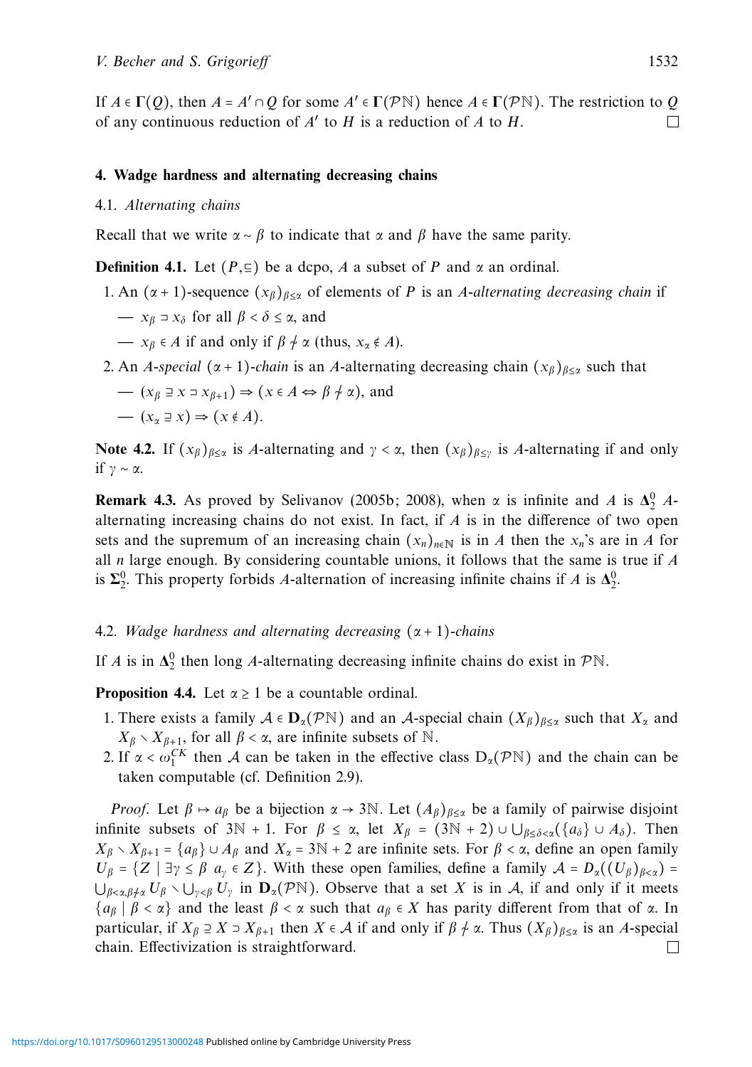If $A \in \mathbf{\Gamma}(Q)$, then $A = A' \cap Q$ for some $A' \in \mathbf{\Gamma}(\mathcal{P}\mathbb{N})$ hence $A \in \mathbf{\Gamma}(\mathcal{P}\mathbb{N})$. The restriction to $Q$ of any continuous reduction of $A'$ to $H$ is a reduction of $A$ to $H$. $\square$

## 4. Wadge hardness and alternating decreasing chains

### 4.1. *Alternating chains*

Recall that we write $\alpha \sim \beta$ to indicate that $\alpha$ and $\beta$ have the same parity.

**Definition 4.1.** Let $(P, \sqsubseteq)$ be a dcpo, $A$ a subset of $P$ and $\alpha$ an ordinal.

1. An $(\alpha+1)$-sequence $(x_\beta)_{\beta \leq \alpha}$ of elements of $P$ is an *$A$-alternating decreasing chain* if
   - $x_\beta \sqsupset x_\delta$ for all $\beta < \delta \leq \alpha$, and
   - $x_\beta \in A$ if and only if $\beta \not\sim \alpha$ (thus, $x_\alpha \notin A$).
2. An *$A$-special* $(\alpha+1)$*-chain* is an $A$-alternating decreasing chain $(x_\beta)_{\beta \leq \alpha}$ such that
   - $(x_\beta \sqsupseteq x \sqsupset x_{\beta+1}) \Rightarrow (x \in A \Leftrightarrow \beta \not\sim \alpha)$, and
   - $(x_\alpha \sqsupseteq x) \Rightarrow (x \notin A)$.

**Note 4.2.** If $(x_\beta)_{\beta \leq \alpha}$ is $A$-alternating and $\gamma < \alpha$, then $(x_\beta)_{\beta \leq \gamma}$ is $A$-alternating if and only if $\gamma \sim \alpha$.

**Remark 4.3.** As proved by Selivanov (2005b; 2008), when $\alpha$ is infinite and $A$ is $\mathbf{\Delta}^0_2$ $A$-alternating increasing chains do not exist. In fact, if $A$ is in the difference of two open sets and the supremum of an increasing chain $(x_n)_{n \in \mathbb{N}}$ is in $A$ then the $x_n$'s are in $A$ for all $n$ large enough. By considering countable unions, it follows that the same is true if $A$ is $\mathbf{\Sigma}^0_2$. This property forbids $A$-alternation of increasing infinite chains if $A$ is $\mathbf{\Delta}^0_2$.

### 4.2. *Wadge hardness and alternating decreasing* $(\alpha+1)$*-chains*

If $A$ is in $\mathbf{\Delta}^0_2$ then long $A$-alternating decreasing infinite chains do exist in $\mathcal{P}\mathbb{N}$.

**Proposition 4.4.** Let $\alpha \geq 1$ be a countable ordinal.

1. There exists a family $\mathcal{A} \in \mathbf{D}_\alpha(\mathcal{P}\mathbb{N})$ and an $\mathcal{A}$-special chain $(X_\beta)_{\beta \leq \alpha}$ such that $X_\alpha$ and $X_\beta \setminus X_{\beta+1}$, for all $\beta < \alpha$, are infinite subsets of $\mathbb{N}$.
2. If $\alpha < \omega_1^{CK}$ then $\mathcal{A}$ can be taken in the effective class $\mathrm{D}_\alpha(\mathcal{P}\mathbb{N})$ and the chain can be taken computable (cf. Definition 2.9).

*Proof.* Let $\beta \mapsto a_\beta$ be a bijection $\alpha \to 3\mathbb{N}$. Let $(A_\beta)_{\beta \leq \alpha}$ be a family of pairwise disjoint infinite subsets of $3\mathbb{N}+1$. For $\beta \leq \alpha$, let $X_\beta = (3\mathbb{N}+2) \cup \bigcup_{\beta \leq \delta < \alpha}(\{a_\delta\} \cup A_\delta)$. Then $X_\beta \setminus X_{\beta+1} = \{a_\beta\} \cup A_\beta$ and $X_\alpha = 3\mathbb{N}+2$ are infinite sets. For $\beta < \alpha$, define an open family $U_\beta = \{Z \mid \exists \gamma \leq \beta \ a_\gamma \in Z\}$. With these open families, define a family $\mathcal{A} = D_\alpha((U_\beta)_{\beta<\alpha}) = \bigcup_{\beta<\alpha, \beta \not\sim \alpha} U_\beta \setminus \bigcup_{\gamma<\beta} U_\gamma$ in $\mathbf{D}_\alpha(\mathcal{P}\mathbb{N})$. Observe that a set $X$ is in $\mathcal{A}$, if and only if it meets $\{a_\beta \mid \beta < \alpha\}$ and the least $\beta < \alpha$ such that $a_\beta \in X$ has parity different from that of $\alpha$. In particular, if $X_\beta \supseteq X \supset X_{\beta+1}$ then $X \in \mathcal{A}$ if and only if $\beta \not\sim \alpha$. Thus $(X_\beta)_{\beta \leq \alpha}$ is an $\mathcal{A}$-special chain. Effectivization is straightforward. $\square$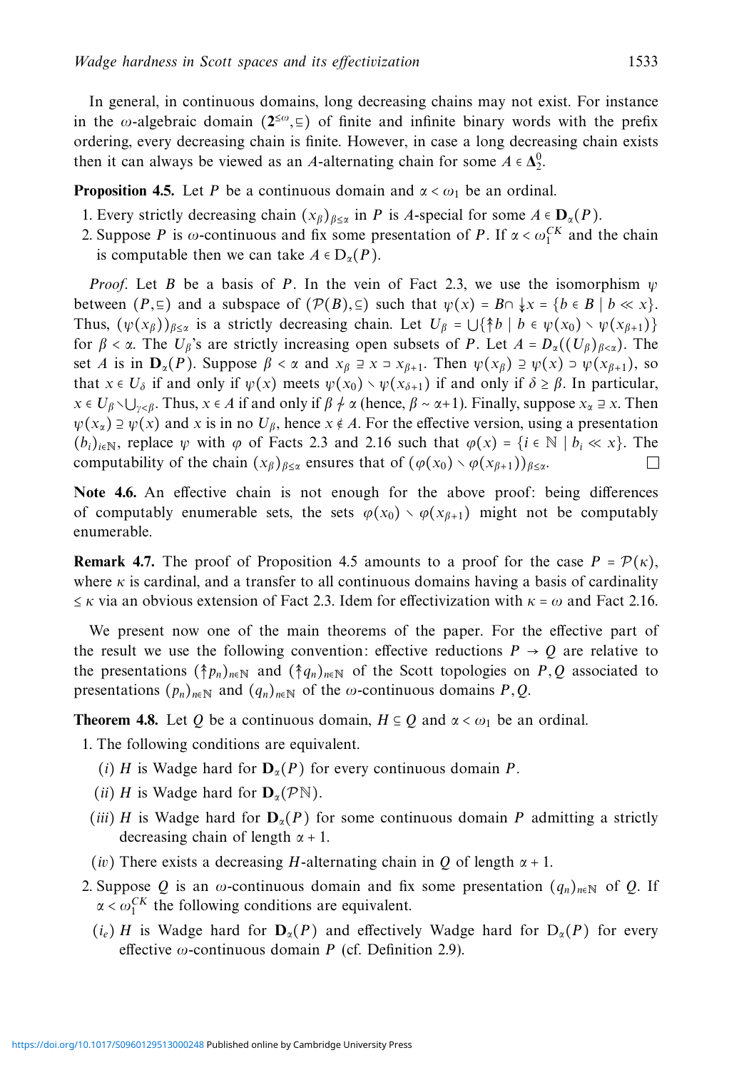In general, in continuous domains, long decreasing chains may not exist. For instance in the $\omega$-algebraic domain $(\mathbf{2}^{\leq\omega}, \sqsubseteq)$ of finite and infinite binary words with the prefix ordering, every decreasing chain is finite. However, in case a long decreasing chain exists then it can always be viewed as an $A$-alternating chain for some $A \in \mathbf{\Delta}^0_2$.

**Proposition 4.5.** Let $P$ be a continuous domain and $\alpha < \omega_1$ be an ordinal.

1. Every strictly decreasing chain $(x_\beta)_{\beta\leq\alpha}$ in $P$ is $A$-special for some $A \in \mathbf{D}_\alpha(P)$.
2. Suppose $P$ is $\omega$-continuous and fix some presentation of $P$. If $\alpha < \omega_1^{CK}$ and the chain is computable then we can take $A \in \mathrm{D}_\alpha(P)$.

*Proof.* Let $B$ be a basis of $P$. In the vein of Fact 2.3, we use the isomorphism $\psi$ between $(P, \sqsubseteq)$ and a subspace of $(\mathcal{P}(B), \subseteq)$ such that $\psi(x) = B \cap \twoheaddownarrow x = \{b \in B \mid b \ll x\}$. Thus, $(\psi(x_\beta))_{\beta\leq\alpha}$ is a strictly decreasing chain. Let $U_\beta = \bigcup\{\twoheaduparrow b \mid b \in \psi(x_0) \setminus \psi(x_{\beta+1})\}$ for $\beta < \alpha$. The $U_\beta$'s are strictly increasing open subsets of $P$. Let $A = D_\alpha((U_\beta)_{\beta<\alpha})$. The set $A$ is in $\mathbf{D}_\alpha(P)$. Suppose $\beta < \alpha$ and $x_\beta \sqsupseteq x \sqsupset x_{\beta+1}$. Then $\psi(x_\beta) \supseteq \psi(x) \supset \psi(x_{\beta+1})$, so that $x \in U_\delta$ if and only if $\psi(x)$ meets $\psi(x_0) \setminus \psi(x_{\delta+1})$ if and only if $\delta \geq \beta$. In particular, $x \in U_\beta \setminus \bigcup_{\gamma<\beta}$. Thus, $x \in A$ if and only if $\beta \not\sim \alpha$ (hence, $\beta \sim \alpha+1$). Finally, suppose $x_\alpha \sqsupseteq x$. Then $\psi(x_\alpha) \supseteq \psi(x)$ and $x$ is in no $U_\beta$, hence $x \notin A$. For the effective version, using a presentation $(b_i)_{i\in\mathbb{N}}$, replace $\psi$ with $\varphi$ of Facts 2.3 and 2.16 such that $\varphi(x) = \{i \in \mathbb{N} \mid b_i \ll x\}$. The computability of the chain $(x_\beta)_{\beta\leq\alpha}$ ensures that of $(\varphi(x_0) \setminus \varphi(x_{\beta+1}))_{\beta\leq\alpha}$. ☐

**Note 4.6.** An effective chain is not enough for the above proof: being differences of computably enumerable sets, the sets $\varphi(x_0) \setminus \varphi(x_{\beta+1})$ might not be computably enumerable.

**Remark 4.7.** The proof of Proposition 4.5 amounts to a proof for the case $P = \mathcal{P}(\kappa)$, where $\kappa$ is cardinal, and a transfer to all continuous domains having a basis of cardinality $\leq \kappa$ via an obvious extension of Fact 2.3. Idem for effectivization with $\kappa = \omega$ and Fact 2.16.

We present now one of the main theorems of the paper. For the effective part of the result we use the following convention: effective reductions $P \to Q$ are relative to the presentations $(\twoheaduparrow p_n)_{n\in\mathbb{N}}$ and $(\twoheaduparrow q_n)_{n\in\mathbb{N}}$ of the Scott topologies on $P, Q$ associated to presentations $(p_n)_{n\in\mathbb{N}}$ and $(q_n)_{n\in\mathbb{N}}$ of the $\omega$-continuous domains $P, Q$.

**Theorem 4.8.** Let $Q$ be a continuous domain, $H \subseteq Q$ and $\alpha < \omega_1$ be an ordinal.

1. The following conditions are equivalent.
   - ($i$) $H$ is Wadge hard for $\mathbf{D}_\alpha(P)$ for every continuous domain $P$.
   - ($ii$) $H$ is Wadge hard for $\mathbf{D}_\alpha(\mathcal{P}\mathbb{N})$.
   - ($iii$) $H$ is Wadge hard for $\mathbf{D}_\alpha(P)$ for some continuous domain $P$ admitting a strictly decreasing chain of length $\alpha + 1$.
   - ($iv$) There exists a decreasing $H$-alternating chain in $Q$ of length $\alpha + 1$.
2. Suppose $Q$ is an $\omega$-continuous domain and fix some presentation $(q_n)_{n\in\mathbb{N}}$ of $Q$. If $\alpha < \omega_1^{CK}$ the following conditions are equivalent.
   - ($i_e$) $H$ is Wadge hard for $\mathbf{D}_\alpha(P)$ and effectively Wadge hard for $\mathrm{D}_\alpha(P)$ for every effective $\omega$-continuous domain $P$ (cf. Definition 2.9).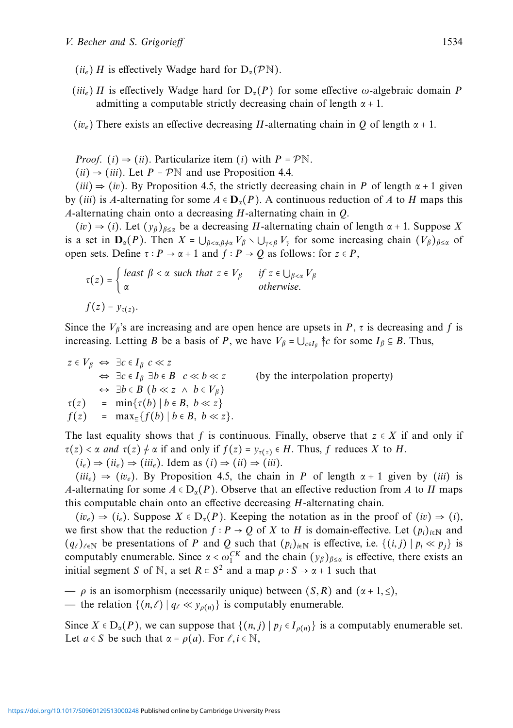($ii_e$) $H$ is effectively Wadge hard for $\mathrm{D}_\alpha(\mathcal{P}\mathbb{N})$.

($iii_e$) $H$ is effectively Wadge hard for $\mathrm{D}_\alpha(P)$ for some effective $\omega$-algebraic domain $P$ admitting a computable strictly decreasing chain of length $\alpha + 1$.

($iv_e$) There exists an effective decreasing $H$-alternating chain in $Q$ of length $\alpha + 1$.

*Proof.* $(i) \Rightarrow (ii)$. Particularize item $(i)$ with $P = \mathcal{P}\mathbb{N}$.

$(ii) \Rightarrow (iii)$. Let $P = \mathcal{P}\mathbb{N}$ and use Proposition 4.4.

$(iii) \Rightarrow (iv)$. By Proposition 4.5, the strictly decreasing chain in $P$ of length $\alpha + 1$ given by $(iii)$ is $A$-alternating for some $A \in \mathbf{D}_\alpha(P)$. A continuous reduction of $A$ to $H$ maps this $A$-alternating chain onto a decreasing $H$-alternating chain in $Q$.

$(iv) \Rightarrow (i)$. Let $(y_\beta)_{\beta \le \alpha}$ be a decreasing $H$-alternating chain of length $\alpha + 1$. Suppose $X$ is a set in $\mathbf{D}_\alpha(P)$. Then $X = \bigcup_{\beta<\alpha, \beta \not\equiv \alpha} V_\beta \setminus \bigcup_{\gamma<\beta} V_\gamma$ for some increasing chain $(V_\beta)_{\beta \le \alpha}$ of open sets. Define $\tau : P \to \alpha + 1$ and $f : P \to Q$ as follows: for $z \in P$,

$$\tau(z) = \begin{cases} \textit{least } \beta < \alpha \textit{ such that } z \in V_\beta & \textit{if } z \in \bigcup_{\beta<\alpha} V_\beta \\ \alpha & \textit{otherwise.} \end{cases}$$

$$f(z) = y_{\tau(z)}.$$

Since the $V_\beta$'s are increasing and are open hence are upsets in $P$, $\tau$ is decreasing and $f$ is increasing. Letting $B$ be a basis of $P$, we have $V_\beta = \bigcup_{c \in I_\beta} \Uparrow c$ for some $I_\beta \subseteq B$. Thus,

$$\begin{array}{rcll} z \in V_\beta & \Leftrightarrow & \exists c \in I_\beta \ c \ll z & \\ & \Leftrightarrow & \exists c \in I_\beta \ \exists b \in B \ \ c \ll b \ll z & \text{(by the interpolation property)} \\ & \Leftrightarrow & \exists b \in B \ (b \ll z \ \wedge \ b \in V_\beta) & \\ \tau(z) & = & \min\{\tau(b) \mid b \in B, \ b \ll z\} & \\ f(z) & = & \max_{\sqsubseteq}\{f(b) \mid b \in B, \ b \ll z\}. & \end{array}$$

The last equality shows that $f$ is continuous. Finally, observe that $z \in X$ if and only if $\tau(z) < \alpha$ *and* $\tau(z) \not\equiv \alpha$ if and only if $f(z) = y_{\tau(z)} \in H$. Thus, $f$ reduces $X$ to $H$.

$(i_e) \Rightarrow (ii_e) \Rightarrow (iii_e)$. Idem as $(i) \Rightarrow (ii) \Rightarrow (iii)$.

$(iii_e) \Rightarrow (iv_e)$. By Proposition 4.5, the chain in $P$ of length $\alpha + 1$ given by $(iii)$ is $A$-alternating for some $A \in \mathrm{D}_\alpha(P)$. Observe that an effective reduction from $A$ to $H$ maps this computable chain onto an effective decreasing $H$-alternating chain.

$(iv_e) \Rightarrow (i_e)$. Suppose $X \in \mathrm{D}_\alpha(P)$. Keeping the notation as in the proof of $(iv) \Rightarrow (i)$, we first show that the reduction $f : P \to Q$ of $X$ to $H$ is domain-effective. Let $(p_i)_{i \in \mathbb{N}}$ and $(q_\ell)_{\ell \in \mathbb{N}}$ be presentations of $P$ and $Q$ such that $(p_i)_{i \in \mathbb{N}}$ is effective, i.e. $\{(i, j) \mid p_i \ll p_j\}$ is computably enumerable. Since $\alpha < \omega_1^{CK}$ and the chain $(y_\beta)_{\beta \le \alpha}$ is effective, there exists an initial segment $S$ of $\mathbb{N}$, a set $R \subset S^2$ and a map $\rho : S \to \alpha + 1$ such that

— $\rho$ is an isomorphism (necessarily unique) between $(S, R)$ and $(\alpha + 1, \le)$,
— the relation $\{(n, \ell) \mid q_\ell \ll y_{\rho(n)}\}$ is computably enumerable.

Since $X \in \mathrm{D}_\alpha(P)$, we can suppose that $\{(n, j) \mid p_j \in I_{\rho(n)}\}$ is a computably enumerable set. Let $a \in S$ be such that $\alpha = \rho(a)$. For $\ell, i \in \mathbb{N}$,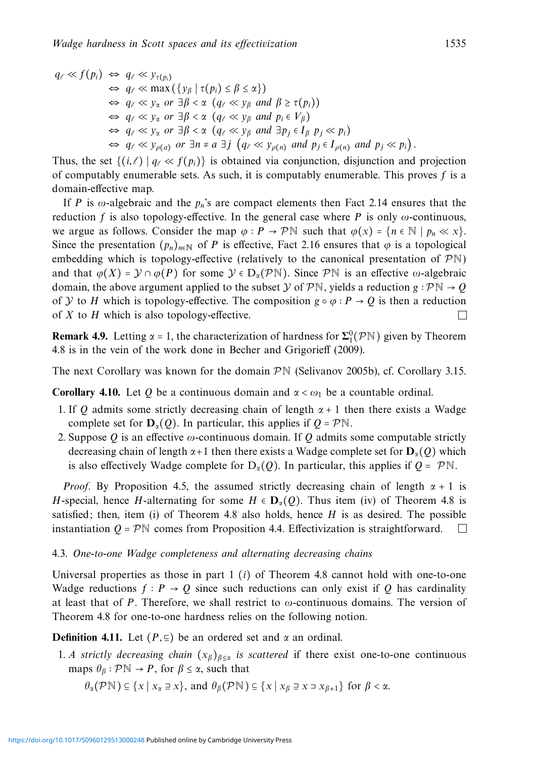$$
\begin{aligned}
q_\ell \ll f(p_i) &\Leftrightarrow q_\ell \ll y_{\tau(p_i)} \\
&\Leftrightarrow q_\ell \ll \max(\{y_\beta \mid \tau(p_i) \le \beta \le \alpha\}) \\
&\Leftrightarrow q_\ell \ll y_\alpha \text{ or } \exists \beta < \alpha\ (q_\ell \ll y_\beta \text{ and } \beta \ge \tau(p_i)) \\
&\Leftrightarrow q_\ell \ll y_\alpha \text{ or } \exists \beta < \alpha\ (q_\ell \ll y_\beta \text{ and } p_i \in V_\beta) \\
&\Leftrightarrow q_\ell \ll y_\alpha \text{ or } \exists \beta < \alpha\ (q_\ell \ll y_\beta \text{ and } \exists p_j \in I_\beta\ p_j \ll p_i) \\
&\Leftrightarrow q_\ell \ll y_{\rho(a)} \text{ or } \exists n \neq a\ \exists j\ \big(q_\ell \ll y_{\rho(n)} \text{ and } p_j \in I_{\rho(n)} \text{ and } p_j \ll p_i\big).
\end{aligned}
$$

Thus, the set $\{(i,\ell) \mid q_\ell \ll f(p_i)\}$ is obtained via conjunction, disjunction and projection of computably enumerable sets. As such, it is computably enumerable. This proves $f$ is a domain-effective map.

If $P$ is $\omega$-algebraic and the $p_n$'s are compact elements then Fact 2.14 ensures that the reduction $f$ is also topology-effective. In the general case where $P$ is only $\omega$-continuous, we argue as follows. Consider the map $\varphi : P \to \mathcal{P}\mathbb{N}$ such that $\varphi(x) = \{n \in \mathbb{N} \mid p_n \ll x\}$. Since the presentation $(p_n)_{n\in\mathbb{N}}$ of $P$ is effective, Fact 2.16 ensures that $\varphi$ is a topological embedding which is topology-effective (relatively to the canonical presentation of $\mathcal{P}\mathbb{N}$) and that $\varphi(X) = \mathcal{Y} \cap \varphi(P)$ for some $\mathcal{Y} \in \mathrm{D}_\alpha(\mathcal{P}\mathbb{N})$. Since $\mathcal{P}\mathbb{N}$ is an effective $\omega$-algebraic domain, the above argument applied to the subset $\mathcal{Y}$ of $\mathcal{P}\mathbb{N}$, yields a reduction $g : \mathcal{P}\mathbb{N} \to Q$ of $\mathcal{Y}$ to $H$ which is topology-effective. The composition $g \circ \varphi : P \to Q$ is then a reduction of $X$ to $H$ which is also topology-effective. □

**Remark 4.9.** Letting $\alpha = 1$, the characterization of hardness for $\mathbf{\Sigma}^0_1(\mathcal{P}\mathbb{N})$ given by Theorem 4.8 is in the vein of the work done in Becher and Grigorieff (2009).

The next Corollary was known for the domain $\mathcal{P}\mathbb{N}$ (Selivanov 2005b), cf. Corollary 3.15.

**Corollary 4.10.** Let $Q$ be a continuous domain and $\alpha < \omega_1$ be a countable ordinal.

1. If $Q$ admits some strictly decreasing chain of length $\alpha + 1$ then there exists a Wadge complete set for $\mathbf{D}_\alpha(Q)$. In particular, this applies if $Q = \mathcal{P}\mathbb{N}$.
2. Suppose $Q$ is an effective $\omega$-continuous domain. If $Q$ admits some computable strictly decreasing chain of length $\alpha+1$ then there exists a Wadge complete set for $\mathbf{D}_\alpha(Q)$ which is also effectively Wadge complete for $\mathrm{D}_\alpha(Q)$. In particular, this applies if $Q = \mathcal{P}\mathbb{N}$.

*Proof.* By Proposition 4.5, the assumed strictly decreasing chain of length $\alpha + 1$ is $H$-special, hence $H$-alternating for some $H \in \mathbf{D}_\alpha(Q)$. Thus item (iv) of Theorem 4.8 is satisfied; then, item (i) of Theorem 4.8 also holds, hence $H$ is as desired. The possible instantiation $Q = \mathcal{P}\mathbb{N}$ comes from Proposition 4.4. Effectivization is straightforward. □

### 4.3. *One-to-one Wadge completeness and alternating decreasing chains*

Universal properties as those in part 1 $(i)$ of Theorem 4.8 cannot hold with one-to-one Wadge reductions $f : P \to Q$ since such reductions can only exist if $Q$ has cardinality at least that of $P$. Therefore, we shall restrict to $\omega$-continuous domains. The version of Theorem 4.8 for one-to-one hardness relies on the following notion.

**Definition 4.11.** Let $(P, \sqsubseteq)$ be an ordered set and $\alpha$ an ordinal.

1. *A strictly decreasing chain $(x_\beta)_{\beta\le\alpha}$ is scattered* if there exist one-to-one continuous maps $\theta_\beta : \mathcal{P}\mathbb{N} \to P$, for $\beta \le \alpha$, such that

   $\theta_\alpha(\mathcal{P}\mathbb{N}) \subseteq \{x \mid x_\alpha \sqsupseteq x\}$, and $\theta_\beta(\mathcal{P}\mathbb{N}) \subseteq \{x \mid x_\beta \sqsupseteq x \sqsupset x_{\beta+1}\}$ for $\beta < \alpha$.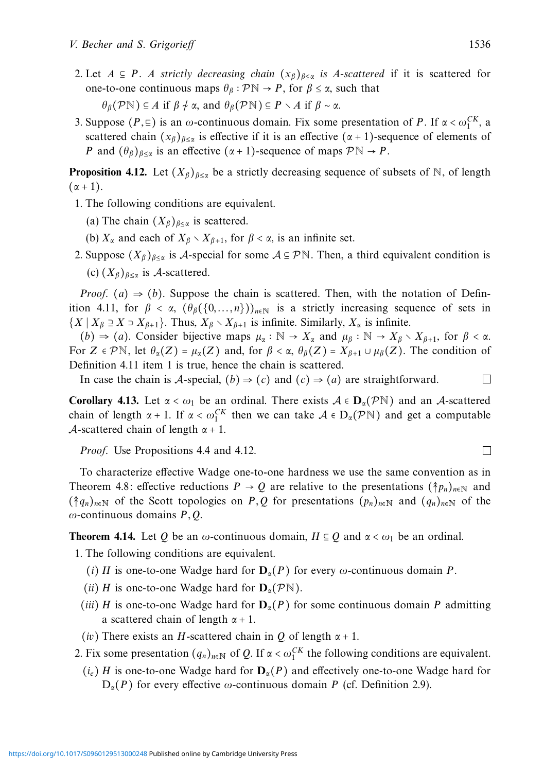2. Let $A \subseteq P$. *A strictly decreasing chain* $(x_\beta)_{\beta\le\alpha}$ *is* $A$*-scattered* if it is scattered for one-to-one continuous maps $\theta_\beta : \mathcal{P}\mathbb{N} \to P$, for $\beta \le \alpha$, such that

   $\theta_\beta(\mathcal{P}\mathbb{N}) \subseteq A$ if $\beta \not\sim \alpha$, and $\theta_\beta(\mathcal{P}\mathbb{N}) \subseteq P \setminus A$ if $\beta \sim \alpha$.

3. Suppose $(P, \sqsubseteq)$ is an $\omega$-continuous domain. Fix some presentation of $P$. If $\alpha < \omega_1^{CK}$, a scattered chain $(x_\beta)_{\beta\le\alpha}$ is effective if it is an effective $(\alpha+1)$-sequence of elements of $P$ and $(\theta_\beta)_{\beta\le\alpha}$ is an effective $(\alpha+1)$-sequence of maps $\mathcal{P}\mathbb{N} \to P$.

**Proposition 4.12.** Let $(X_\beta)_{\beta\le\alpha}$ be a strictly decreasing sequence of subsets of $\mathbb{N}$, of length $(\alpha+1)$.

1. The following conditions are equivalent.
   (a) The chain $(X_\beta)_{\beta\le\alpha}$ is scattered.
   (b) $X_\alpha$ and each of $X_\beta \setminus X_{\beta+1}$, for $\beta < \alpha$, is an infinite set.
2. Suppose $(X_\beta)_{\beta\le\alpha}$ is $\mathcal{A}$-special for some $\mathcal{A} \subseteq \mathcal{P}\mathbb{N}$. Then, a third equivalent condition is
   (c) $(X_\beta)_{\beta\le\alpha}$ is $\mathcal{A}$-scattered.

*Proof.* $(a) \Rightarrow (b)$. Suppose the chain is scattered. Then, with the notation of Definition 4.11, for $\beta < \alpha$, $(\theta_\beta(\{0,\ldots,n\}))_{n\in\mathbb{N}}$ is a strictly increasing sequence of sets in $\{X \mid X_\beta \supseteq X \supset X_{\beta+1}\}$. Thus, $X_\beta \setminus X_{\beta+1}$ is infinite. Similarly, $X_\alpha$ is infinite.

$(b) \Rightarrow (a)$. Consider bijective maps $\mu_\alpha : \mathbb{N} \to X_\alpha$ and $\mu_\beta : \mathbb{N} \to X_\beta \setminus X_{\beta+1}$, for $\beta < \alpha$. For $Z \in \mathcal{P}\mathbb{N}$, let $\theta_\alpha(Z) = \mu_\alpha(Z)$ and, for $\beta < \alpha$, $\theta_\beta(Z) = X_{\beta+1} \cup \mu_\beta(Z)$. The condition of Definition 4.11 item 1 is true, hence the chain is scattered.

In case the chain is $\mathcal{A}$-special, $(b) \Rightarrow (c)$ and $(c) \Rightarrow (a)$ are straightforward. □

**Corollary 4.13.** Let $\alpha < \omega_1$ be an ordinal. There exists $\mathcal{A} \in \mathbf{D}_\alpha(\mathcal{P}\mathbb{N})$ and an $\mathcal{A}$-scattered chain of length $\alpha+1$. If $\alpha < \omega_1^{CK}$ then we can take $\mathcal{A} \in \mathrm{D}_\alpha(\mathcal{P}\mathbb{N})$ and get a computable $\mathcal{A}$-scattered chain of length $\alpha+1$.

*Proof.* Use Propositions 4.4 and 4.12. □

To characterize effective Wadge one-to-one hardness we use the same convention as in Theorem 4.8: effective reductions $P \to Q$ are relative to the presentations $(\Uparrow p_n)_{n\in\mathbb{N}}$ and $(\Uparrow q_n)_{n\in\mathbb{N}}$ of the Scott topologies on $P, Q$ for presentations $(p_n)_{n\in\mathbb{N}}$ and $(q_n)_{n\in\mathbb{N}}$ of the $\omega$-continuous domains $P, Q$.

**Theorem 4.14.** Let $Q$ be an $\omega$-continuous domain, $H \subseteq Q$ and $\alpha < \omega_1$ be an ordinal.

1. The following conditions are equivalent.
   ($i$) $H$ is one-to-one Wadge hard for $\mathbf{D}_\alpha(P)$ for every $\omega$-continuous domain $P$.
   ($ii$) $H$ is one-to-one Wadge hard for $\mathbf{D}_\alpha(\mathcal{P}\mathbb{N})$.
   ($iii$) $H$ is one-to-one Wadge hard for $\mathbf{D}_\alpha(P)$ for some continuous domain $P$ admitting a scattered chain of length $\alpha+1$.
   ($iv$) There exists an $H$-scattered chain in $Q$ of length $\alpha+1$.
2. Fix some presentation $(q_n)_{n\in\mathbb{N}}$ of $Q$. If $\alpha < \omega_1^{CK}$ the following conditions are equivalent.
   ($i_e$) $H$ is one-to-one Wadge hard for $\mathbf{D}_\alpha(P)$ and effectively one-to-one Wadge hard for $\mathrm{D}_\alpha(P)$ for every effective $\omega$-continuous domain $P$ (cf. Definition 2.9).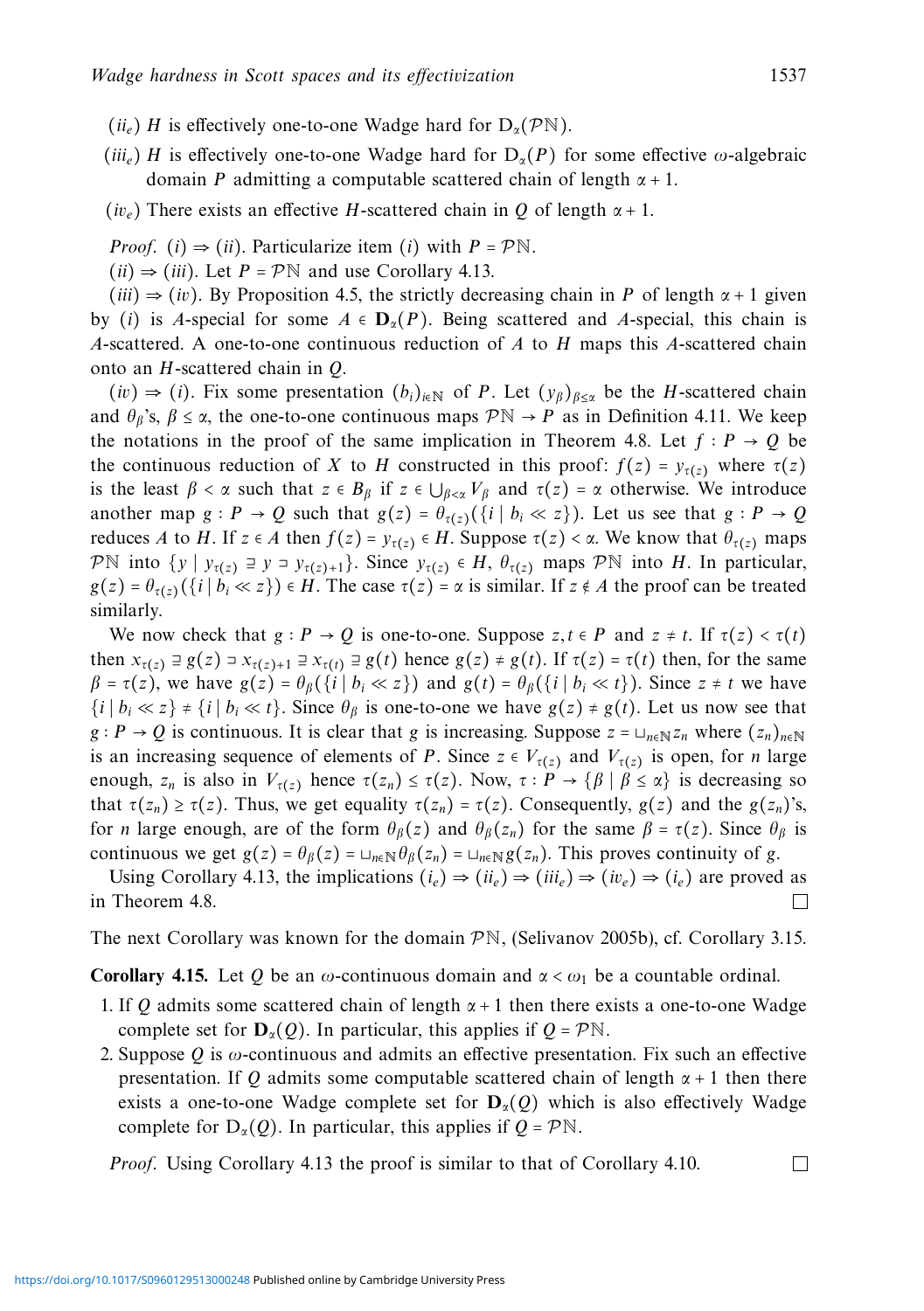($ii_e$) $H$ is effectively one-to-one Wadge hard for $\mathrm{D}_\alpha(\mathcal{P}\mathbb{N})$.

($iii_e$) $H$ is effectively one-to-one Wadge hard for $\mathrm{D}_\alpha(P)$ for some effective $\omega$-algebraic domain $P$ admitting a computable scattered chain of length $\alpha + 1$.

($iv_e$) There exists an effective $H$-scattered chain in $Q$ of length $\alpha + 1$.

*Proof.* $(i) \Rightarrow (ii)$. Particularize item $(i)$ with $P = \mathcal{P}\mathbb{N}$.

$(ii) \Rightarrow (iii)$. Let $P = \mathcal{P}\mathbb{N}$ and use Corollary 4.13.

$(iii) \Rightarrow (iv)$. By Proposition 4.5, the strictly decreasing chain in $P$ of length $\alpha + 1$ given by $(i)$ is $A$-special for some $A \in \mathbf{D}_\alpha(P)$. Being scattered and $A$-special, this chain is $A$-scattered. A one-to-one continuous reduction of $A$ to $H$ maps this $A$-scattered chain onto an $H$-scattered chain in $Q$.

$(iv) \Rightarrow (i)$. Fix some presentation $(b_i)_{i \in \mathbb{N}}$ of $P$. Let $(y_\beta)_{\beta \leq \alpha}$ be the $H$-scattered chain and $\theta_\beta$'s, $\beta \leq \alpha$, the one-to-one continuous maps $\mathcal{P}\mathbb{N} \to P$ as in Definition 4.11. We keep the notations in the proof of the same implication in Theorem 4.8. Let $f : P \to Q$ be the continuous reduction of $X$ to $H$ constructed in this proof: $f(z) = y_{\tau(z)}$ where $\tau(z)$ is the least $\beta < \alpha$ such that $z \in B_\beta$ if $z \in \bigcup_{\beta < \alpha} V_\beta$ and $\tau(z) = \alpha$ otherwise. We introduce another map $g : P \to Q$ such that $g(z) = \theta_{\tau(z)}(\{i \mid b_i \ll z\})$. Let us see that $g : P \to Q$ reduces $A$ to $H$. If $z \in A$ then $f(z) = y_{\tau(z)} \in H$. Suppose $\tau(z) < \alpha$. We know that $\theta_{\tau(z)}$ maps $\mathcal{P}\mathbb{N}$ into $\{y \mid y_{\tau(z)} \sqsupseteq y \sqsupset y_{\tau(z)+1}\}$. Since $y_{\tau(z)} \in H$, $\theta_{\tau(z)}$ maps $\mathcal{P}\mathbb{N}$ into $H$. In particular, $g(z) = \theta_{\tau(z)}(\{i \mid b_i \ll z\}) \in H$. The case $\tau(z) = \alpha$ is similar. If $z \notin A$ the proof can be treated similarly.

We now check that $g : P \to Q$ is one-to-one. Suppose $z, t \in P$ and $z \neq t$. If $\tau(z) < \tau(t)$ then $x_{\tau(z)} \sqsupseteq g(z) \sqsupset x_{\tau(z)+1} \sqsupseteq x_{\tau(t)} \sqsupseteq g(t)$ hence $g(z) \neq g(t)$. If $\tau(z) = \tau(t)$ then, for the same $\beta = \tau(z)$, we have $g(z) = \theta_\beta(\{i \mid b_i \ll z\})$ and $g(t) = \theta_\beta(\{i \mid b_i \ll t\})$. Since $z \neq t$ we have $\{i \mid b_i \ll z\} \neq \{i \mid b_i \ll t\}$. Since $\theta_\beta$ is one-to-one we have $g(z) \neq g(t)$. Let us now see that $g : P \to Q$ is continuous. It is clear that $g$ is increasing. Suppose $z = \sqcup_{n \in \mathbb{N}} z_n$ where $(z_n)_{n \in \mathbb{N}}$ is an increasing sequence of elements of $P$. Since $z \in V_{\tau(z)}$ and $V_{\tau(z)}$ is open, for $n$ large enough, $z_n$ is also in $V_{\tau(z)}$ hence $\tau(z_n) \leq \tau(z)$. Now, $\tau : P \to \{\beta \mid \beta \leq \alpha\}$ is decreasing so that $\tau(z_n) \geq \tau(z)$. Thus, we get equality $\tau(z_n) = \tau(z)$. Consequently, $g(z)$ and the $g(z_n)$'s, for $n$ large enough, are of the form $\theta_\beta(z)$ and $\theta_\beta(z_n)$ for the same $\beta = \tau(z)$. Since $\theta_\beta$ is continuous we get $g(z) = \theta_\beta(z) = \sqcup_{n \in \mathbb{N}} \theta_\beta(z_n) = \sqcup_{n \in \mathbb{N}} g(z_n)$. This proves continuity of $g$.

Using Corollary 4.13, the implications $(i_e) \Rightarrow (ii_e) \Rightarrow (iii_e) \Rightarrow (iv_e) \Rightarrow (i_e)$ are proved as in Theorem 4.8. □

The next Corollary was known for the domain $\mathcal{P}\mathbb{N}$, (Selivanov 2005b), cf. Corollary 3.15.

**Corollary 4.15.** Let $Q$ be an $\omega$-continuous domain and $\alpha < \omega_1$ be a countable ordinal.

1. If $Q$ admits some scattered chain of length $\alpha + 1$ then there exists a one-to-one Wadge complete set for $\mathbf{D}_\alpha(Q)$. In particular, this applies if $Q = \mathcal{P}\mathbb{N}$.
2. Suppose $Q$ is $\omega$-continuous and admits an effective presentation. Fix such an effective presentation. If $Q$ admits some computable scattered chain of length $\alpha + 1$ then there exists a one-to-one Wadge complete set for $\mathbf{D}_\alpha(Q)$ which is also effectively Wadge complete for $\mathrm{D}_\alpha(Q)$. In particular, this applies if $Q = \mathcal{P}\mathbb{N}$.

*Proof.* Using Corollary 4.13 the proof is similar to that of Corollary 4.10. □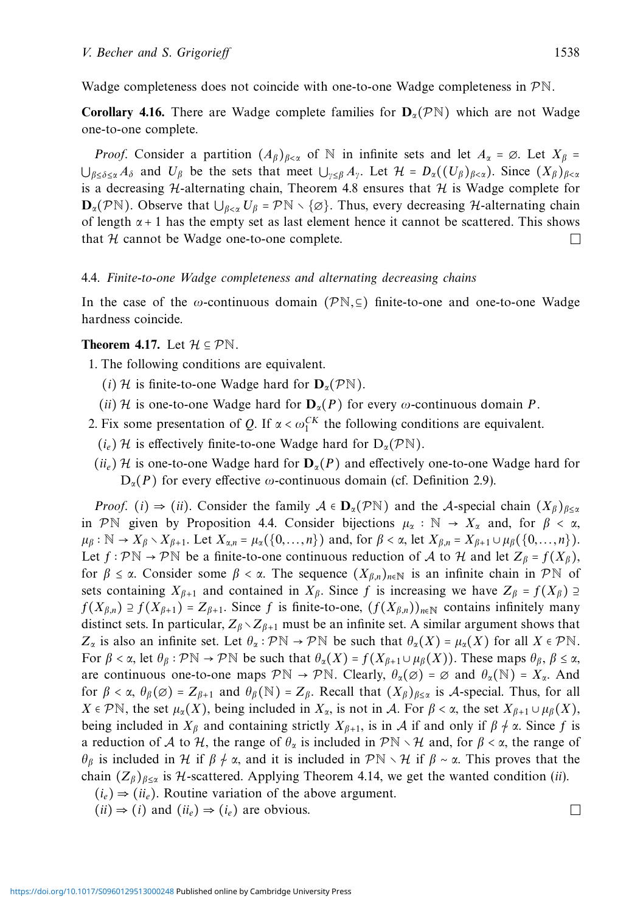Wadge completeness does not coincide with one-to-one Wadge completeness in $\mathcal{P}\mathbb{N}$.

**Corollary 4.16.** There are Wadge complete families for $\mathbf{D}_\alpha(\mathcal{P}\mathbb{N})$ which are not Wadge one-to-one complete.

*Proof.* Consider a partition $(A_\beta)_{\beta<\alpha}$ of $\mathbb{N}$ in infinite sets and let $A_\alpha = \varnothing$. Let $X_\beta = \bigcup_{\beta\leq\delta\leq\alpha} A_\delta$ and $U_\beta$ be the sets that meet $\bigcup_{\gamma\leq\beta} A_\gamma$. Let $\mathcal{H} = D_\alpha((U_\beta)_{\beta<\alpha})$. Since $(X_\beta)_{\beta<\alpha}$ is a decreasing $\mathcal{H}$-alternating chain, Theorem 4.8 ensures that $\mathcal{H}$ is Wadge complete for $\mathbf{D}_\alpha(\mathcal{P}\mathbb{N})$. Observe that $\bigcup_{\beta<\alpha} U_\beta = \mathcal{P}\mathbb{N} \setminus \{\varnothing\}$. Thus, every decreasing $\mathcal{H}$-alternating chain of length $\alpha+1$ has the empty set as last element hence it cannot be scattered. This shows that $\mathcal{H}$ cannot be Wadge one-to-one complete. □

### 4.4. *Finite-to-one Wadge completeness and alternating decreasing chains*

In the case of the $\omega$-continuous domain $(\mathcal{P}\mathbb{N},\subseteq)$ finite-to-one and one-to-one Wadge hardness coincide.

**Theorem 4.17.** Let $\mathcal{H} \subseteq \mathcal{P}\mathbb{N}$.

1. The following conditions are equivalent.
   - $(i)$ $\mathcal{H}$ is finite-to-one Wadge hard for $\mathbf{D}_\alpha(\mathcal{P}\mathbb{N})$.
   - $(ii)$ $\mathcal{H}$ is one-to-one Wadge hard for $\mathbf{D}_\alpha(P)$ for every $\omega$-continuous domain $P$.
2. Fix some presentation of $Q$. If $\alpha < \omega_1^{CK}$ the following conditions are equivalent.
   - $(i_e)$ $\mathcal{H}$ is effectively finite-to-one Wadge hard for $\mathrm{D}_\alpha(\mathcal{P}\mathbb{N})$.
   - $(ii_e)$ $\mathcal{H}$ is one-to-one Wadge hard for $\mathbf{D}_\alpha(P)$ and effectively one-to-one Wadge hard for $\mathrm{D}_\alpha(P)$ for every effective $\omega$-continuous domain (cf. Definition 2.9).

*Proof.* $(i) \Rightarrow (ii)$. Consider the family $\mathcal{A} \in \mathbf{D}_\alpha(\mathcal{P}\mathbb{N})$ and the $\mathcal{A}$-special chain $(X_\beta)_{\beta\leq\alpha}$ in $\mathcal{P}\mathbb{N}$ given by Proposition 4.4. Consider bijections $\mu_\alpha : \mathbb{N} \to X_\alpha$ and, for $\beta < \alpha$, $\mu_\beta : \mathbb{N} \to X_\beta \setminus X_{\beta+1}$. Let $X_{\alpha,n} = \mu_\alpha(\{0,\ldots,n\})$ and, for $\beta < \alpha$, let $X_{\beta,n} = X_{\beta+1} \cup \mu_\beta(\{0,\ldots,n\})$. Let $f : \mathcal{P}\mathbb{N} \to \mathcal{P}\mathbb{N}$ be a finite-to-one continuous reduction of $\mathcal{A}$ to $\mathcal{H}$ and let $Z_\beta = f(X_\beta)$, for $\beta \leq \alpha$. Consider some $\beta < \alpha$. The sequence $(X_{\beta,n})_{n\in\mathbb{N}}$ is an infinite chain in $\mathcal{P}\mathbb{N}$ of sets containing $X_{\beta+1}$ and contained in $X_\beta$. Since $f$ is increasing we have $Z_\beta = f(X_\beta) \supseteq f(X_{\beta,n}) \supseteq f(X_{\beta+1}) = Z_{\beta+1}$. Since $f$ is finite-to-one, $(f(X_{\beta,n}))_{n\in\mathbb{N}}$ contains infinitely many distinct sets. In particular, $Z_\beta \setminus Z_{\beta+1}$ must be an infinite set. A similar argument shows that $Z_\alpha$ is also an infinite set. Let $\theta_\alpha : \mathcal{P}\mathbb{N} \to \mathcal{P}\mathbb{N}$ be such that $\theta_\alpha(X) = \mu_\alpha(X)$ for all $X \in \mathcal{P}\mathbb{N}$. For $\beta < \alpha$, let $\theta_\beta : \mathcal{P}\mathbb{N} \to \mathcal{P}\mathbb{N}$ be such that $\theta_\alpha(X) = f(X_{\beta+1} \cup \mu_\beta(X))$. These maps $\theta_\beta$, $\beta \leq \alpha$, are continuous one-to-one maps $\mathcal{P}\mathbb{N} \to \mathcal{P}\mathbb{N}$. Clearly, $\theta_\alpha(\varnothing) = \varnothing$ and $\theta_\alpha(\mathbb{N}) = X_\alpha$. And for $\beta < \alpha$, $\theta_\beta(\varnothing) = Z_{\beta+1}$ and $\theta_\beta(\mathbb{N}) = Z_\beta$. Recall that $(X_\beta)_{\beta\leq\alpha}$ is $\mathcal{A}$-special. Thus, for all $X \in \mathcal{P}\mathbb{N}$, the set $\mu_\alpha(X)$, being included in $X_\alpha$, is not in $\mathcal{A}$. For $\beta < \alpha$, the set $X_{\beta+1} \cup \mu_\beta(X)$, being included in $X_\beta$ and containing strictly $X_{\beta+1}$, is in $\mathcal{A}$ if and only if $\beta \not\sim \alpha$. Since $f$ is a reduction of $\mathcal{A}$ to $\mathcal{H}$, the range of $\theta_\alpha$ is included in $\mathcal{P}\mathbb{N} \setminus \mathcal{H}$ and, for $\beta < \alpha$, the range of $\theta_\beta$ is included in $\mathcal{H}$ if $\beta \not\sim \alpha$, and it is included in $\mathcal{P}\mathbb{N} \setminus \mathcal{H}$ if $\beta \sim \alpha$. This proves that the chain $(Z_\beta)_{\beta\leq\alpha}$ is $\mathcal{H}$-scattered. Applying Theorem 4.14, we get the wanted condition $(ii)$.

$(i_e) \Rightarrow (ii_e)$. Routine variation of the above argument.

$(ii) \Rightarrow (i)$ and $(ii_e) \Rightarrow (i_e)$ are obvious. □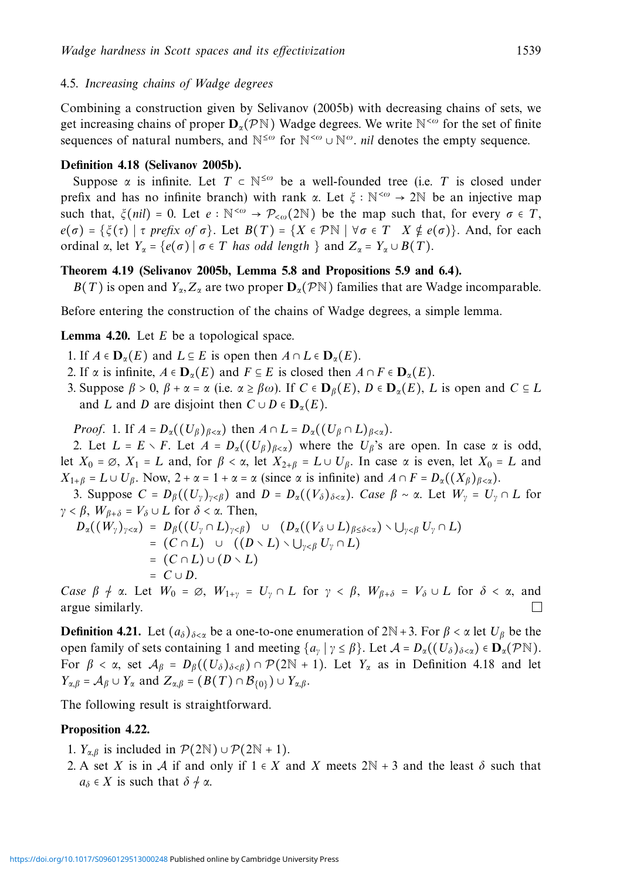### 4.5. *Increasing chains of Wadge degrees*

Combining a construction given by Selivanov (2005b) with decreasing chains of sets, we get increasing chains of proper $\mathbf{D}_\alpha(\mathcal{P}\mathbb{N})$ Wadge degrees. We write $\mathbb{N}^{<\omega}$ for the set of finite sequences of natural numbers, and $\mathbb{N}^{\leq\omega}$ for $\mathbb{N}^{<\omega} \cup \mathbb{N}^\omega$. *nil* denotes the empty sequence.

**Definition 4.18 (Selivanov 2005b).**

Suppose $\alpha$ is infinite. Let $T \subset \mathbb{N}^{\leq\omega}$ be a well-founded tree (i.e. $T$ is closed under prefix and has no infinite branch) with rank $\alpha$. Let $\xi : \mathbb{N}^{<\omega} \to 2\mathbb{N}$ be an injective map such that, $\xi(nil) = 0$. Let $e : \mathbb{N}^{<\omega} \to \mathcal{P}_{<\omega}(2\mathbb{N})$ be the map such that, for every $\sigma \in T$, $e(\sigma) = \{\xi(\tau) \mid \tau \textit{ prefix of } \sigma\}$. Let $B(T) = \{X \in \mathcal{P}\mathbb{N} \mid \forall \sigma \in T \quad X \notin e(\sigma)\}$. And, for each ordinal $\alpha$, let $Y_\alpha = \{e(\sigma) \mid \sigma \in T \textit{ has odd length }\}$ and $Z_\alpha = Y_\alpha \cup B(T)$.

**Theorem 4.19 (Selivanov 2005b, Lemma 5.8 and Propositions 5.9 and 6.4).**

$B(T)$ is open and $Y_\alpha, Z_\alpha$ are two proper $\mathbf{D}_\alpha(\mathcal{P}\mathbb{N})$ families that are Wadge incomparable.

Before entering the construction of the chains of Wadge degrees, a simple lemma.

**Lemma 4.20.** Let $E$ be a topological space.

1. If $A \in \mathbf{D}_\alpha(E)$ and $L \subseteq E$ is open then $A \cap L \in \mathbf{D}_\alpha(E)$.
2. If $\alpha$ is infinite, $A \in \mathbf{D}_\alpha(E)$ and $F \subseteq E$ is closed then $A \cap F \in \mathbf{D}_\alpha(E)$.
3. Suppose $\beta > 0$, $\beta + \alpha = \alpha$ (i.e. $\alpha \geq \beta\omega$). If $C \in \mathbf{D}_\beta(E)$, $D \in \mathbf{D}_\alpha(E)$, $L$ is open and $C \subseteq L$ and $L$ and $D$ are disjoint then $C \cup D \in \mathbf{D}_\alpha(E)$.

*Proof.* 1. If $A = D_\alpha((U_\beta)_{\beta<\alpha})$ then $A \cap L = D_\alpha((U_\beta \cap L)_{\beta<\alpha})$.

2. Let $L = E \setminus F$. Let $A = D_\alpha((U_\beta)_{\beta<\alpha})$ where the $U_\beta$'s are open. In case $\alpha$ is odd, let $X_0 = \emptyset$, $X_1 = L$ and, for $\beta < \alpha$, let $X_{2+\beta} = L \cup U_\beta$. In case $\alpha$ is even, let $X_0 = L$ and $X_{1+\beta} = L \cup U_\beta$. Now, $2 + \alpha = 1 + \alpha = \alpha$ (since $\alpha$ is infinite) and $A \cap F = D_\alpha((X_\beta)_{\beta<\alpha})$.

3. Suppose $C = D_\beta((U_\gamma)_{\gamma<\beta})$ and $D = D_\alpha((V_\delta)_{\delta<\alpha})$. *Case* $\beta \sim \alpha$. Let $W_\gamma = U_\gamma \cap L$ for $\gamma < \beta$, $W_{\beta+\delta} = V_\delta \cup L$ for $\delta < \alpha$. Then,

$$\begin{aligned}
D_\alpha((W_\gamma)_{\gamma<\alpha}) &= D_\beta((U_\gamma \cap L)_{\gamma<\beta}) \quad \cup \quad (D_\alpha((V_\delta \cup L)_{\beta\leq\delta<\alpha}) \setminus \textstyle\bigcup_{\gamma<\beta} U_\gamma \cap L) \\
&= (C \cap L) \quad \cup \quad ((D \setminus L) \setminus \textstyle\bigcup_{\gamma<\beta} U_\gamma \cap L) \\
&= (C \cap L) \cup (D \setminus L) \\
&= C \cup D.
\end{aligned}$$

*Case* $\beta \not\sim \alpha$. Let $W_0 = \emptyset$, $W_{1+\gamma} = U_\gamma \cap L$ for $\gamma < \beta$, $W_{\beta+\delta} = V_\delta \cup L$ for $\delta < \alpha$, and argue similarly. $\square$

**Definition 4.21.** Let $(a_\delta)_{\delta<\alpha}$ be a one-to-one enumeration of $2\mathbb{N}+3$. For $\beta < \alpha$ let $U_\beta$ be the open family of sets containing 1 and meeting $\{a_\gamma \mid \gamma \leq \beta\}$. Let $\mathcal{A} = D_\alpha((U_\delta)_{\delta<\alpha}) \in \mathbf{D}_\alpha(\mathcal{P}\mathbb{N})$. For $\beta < \alpha$, set $\mathcal{A}_\beta = D_\beta((U_\delta)_{\delta<\beta}) \cap \mathcal{P}(2\mathbb{N}+1)$. Let $Y_\alpha$ as in Definition 4.18 and let $Y_{\alpha,\beta} = \mathcal{A}_\beta \cup Y_\alpha$ and $Z_{\alpha,\beta} = (B(T) \cap \mathcal{B}_{\{0\}}) \cup Y_{\alpha,\beta}$.

The following result is straightforward.

**Proposition 4.22.**

1. $Y_{\alpha,\beta}$ is included in $\mathcal{P}(2\mathbb{N}) \cup \mathcal{P}(2\mathbb{N}+1)$.
2. A set $X$ is in $\mathcal{A}$ if and only if $1 \in X$ and $X$ meets $2\mathbb{N}+3$ and the least $\delta$ such that $a_\delta \in X$ is such that $\delta \not\sim \alpha$.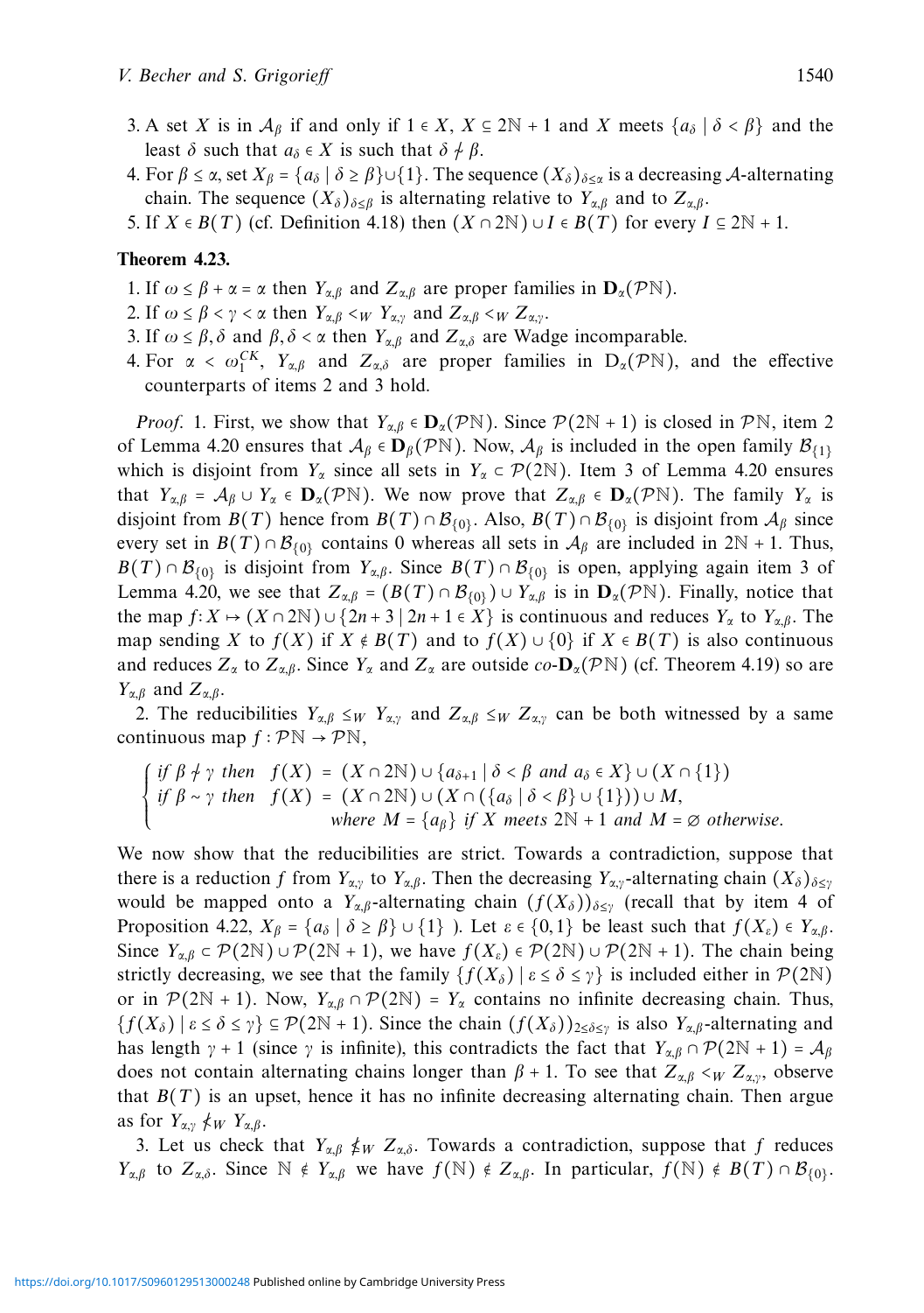3. A set $X$ is in $\mathcal{A}_\beta$ if and only if $1 \in X$, $X \subseteq 2\mathbb{N}+1$ and $X$ meets $\{a_\delta \mid \delta < \beta\}$ and the least $\delta$ such that $a_\delta \in X$ is such that $\delta \nsim \beta$.
4. For $\beta \leq \alpha$, set $X_\beta = \{a_\delta \mid \delta \geq \beta\} \cup \{1\}$. The sequence $(X_\delta)_{\delta \leq \alpha}$ is a decreasing $\mathcal{A}$-alternating chain. The sequence $(X_\delta)_{\delta \leq \beta}$ is alternating relative to $Y_{\alpha,\beta}$ and to $Z_{\alpha,\beta}$.
5. If $X \in B(T)$ (cf. Definition 4.18) then $(X \cap 2\mathbb{N}) \cup I \in B(T)$ for every $I \subseteq 2\mathbb{N}+1$.

**Theorem 4.23.**

1. If $\omega \leq \beta + \alpha = \alpha$ then $Y_{\alpha,\beta}$ and $Z_{\alpha,\beta}$ are proper families in $\mathbf{D}_\alpha(\mathcal{P}\mathbb{N})$.
2. If $\omega \leq \beta < \gamma < \alpha$ then $Y_{\alpha,\beta} <_W Y_{\alpha,\gamma}$ and $Z_{\alpha,\beta} <_W Z_{\alpha,\gamma}$.
3. If $\omega \leq \beta, \delta$ and $\beta, \delta < \alpha$ then $Y_{\alpha,\beta}$ and $Z_{\alpha,\delta}$ are Wadge incomparable.
4. For $\alpha < \omega_1^{CK}$, $Y_{\alpha,\beta}$ and $Z_{\alpha,\delta}$ are proper families in $\mathrm{D}_\alpha(\mathcal{P}\mathbb{N})$, and the effective counterparts of items 2 and 3 hold.

*Proof.* 1. First, we show that $Y_{\alpha,\beta} \in \mathbf{D}_\alpha(\mathcal{P}\mathbb{N})$. Since $\mathcal{P}(2\mathbb{N}+1)$ is closed in $\mathcal{P}\mathbb{N}$, item 2 of Lemma 4.20 ensures that $\mathcal{A}_\beta \in \mathbf{D}_\beta(\mathcal{P}\mathbb{N})$. Now, $\mathcal{A}_\beta$ is included in the open family $\mathcal{B}_{\{1\}}$ which is disjoint from $Y_\alpha$ since all sets in $Y_\alpha \subset \mathcal{P}(2\mathbb{N})$. Item 3 of Lemma 4.20 ensures that $Y_{\alpha,\beta} = \mathcal{A}_\beta \cup Y_\alpha \in \mathbf{D}_\alpha(\mathcal{P}\mathbb{N})$. We now prove that $Z_{\alpha,\beta} \in \mathbf{D}_\alpha(\mathcal{P}\mathbb{N})$. The family $Y_\alpha$ is disjoint from $B(T)$ hence from $B(T) \cap \mathcal{B}_{\{0\}}$. Also, $B(T) \cap \mathcal{B}_{\{0\}}$ is disjoint from $\mathcal{A}_\beta$ since every set in $B(T) \cap \mathcal{B}_{\{0\}}$ contains 0 whereas all sets in $\mathcal{A}_\beta$ are included in $2\mathbb{N}+1$. Thus, $B(T) \cap \mathcal{B}_{\{0\}}$ is disjoint from $Y_{\alpha,\beta}$. Since $B(T) \cap \mathcal{B}_{\{0\}}$ is open, applying again item 3 of Lemma 4.20, we see that $Z_{\alpha,\beta} = (B(T) \cap \mathcal{B}_{\{0\}}) \cup Y_{\alpha,\beta}$ is in $\mathbf{D}_\alpha(\mathcal{P}\mathbb{N})$. Finally, notice that the map $f : X \mapsto (X \cap 2\mathbb{N}) \cup \{2n+3 \mid 2n+1 \in X\}$ is continuous and reduces $Y_\alpha$ to $Y_{\alpha,\beta}$. The map sending $X$ to $f(X)$ if $X \notin B(T)$ and to $f(X) \cup \{0\}$ if $X \in B(T)$ is also continuous and reduces $Z_\alpha$ to $Z_{\alpha,\beta}$. Since $Y_\alpha$ and $Z_\alpha$ are outside $co$-$\mathbf{D}_\alpha(\mathcal{P}\mathbb{N})$ (cf. Theorem 4.19) so are $Y_{\alpha,\beta}$ and $Z_{\alpha,\beta}$.

2. The reducibilities $Y_{\alpha,\beta} \leq_W Y_{\alpha,\gamma}$ and $Z_{\alpha,\beta} \leq_W Z_{\alpha,\gamma}$ can be both witnessed by a same continuous map $f : \mathcal{P}\mathbb{N} \to \mathcal{P}\mathbb{N}$,

$$
\begin{cases}
\text{if } \beta \nsim \gamma \text{ then } & f(X) = (X \cap 2\mathbb{N}) \cup \{a_{\delta+1} \mid \delta < \beta \text{ and } a_\delta \in X\} \cup (X \cap \{1\}) \\
\text{if } \beta \sim \gamma \text{ then } & f(X) = (X \cap 2\mathbb{N}) \cup (X \cap (\{a_\delta \mid \delta < \beta\} \cup \{1\})) \cup M, \\
& \quad \text{where } M = \{a_\beta\} \text{ if } X \text{ meets } 2\mathbb{N}+1 \text{ and } M = \emptyset \text{ otherwise.}
\end{cases}
$$

We now show that the reducibilities are strict. Towards a contradiction, suppose that there is a reduction $f$ from $Y_{\alpha,\gamma}$ to $Y_{\alpha,\beta}$. Then the decreasing $Y_{\alpha,\gamma}$-alternating chain $(X_\delta)_{\delta \leq \gamma}$ would be mapped onto a $Y_{\alpha,\beta}$-alternating chain $(f(X_\delta))_{\delta \leq \gamma}$ (recall that by item 4 of Proposition 4.22, $X_\beta = \{a_\delta \mid \delta \geq \beta\} \cup \{1\}$ ). Let $\varepsilon \in \{0,1\}$ be least such that $f(X_\varepsilon) \in Y_{\alpha,\beta}$. Since $Y_{\alpha,\beta} \subset \mathcal{P}(2\mathbb{N}) \cup \mathcal{P}(2\mathbb{N}+1)$, we have $f(X_\varepsilon) \in \mathcal{P}(2\mathbb{N}) \cup \mathcal{P}(2\mathbb{N}+1)$. The chain being strictly decreasing, we see that the family $\{f(X_\delta) \mid \varepsilon \leq \delta \leq \gamma\}$ is included either in $\mathcal{P}(2\mathbb{N})$ or in $\mathcal{P}(2\mathbb{N}+1)$. Now, $Y_{\alpha,\beta} \cap \mathcal{P}(2\mathbb{N}) = Y_\alpha$ contains no infinite decreasing chain. Thus, $\{f(X_\delta) \mid \varepsilon \leq \delta \leq \gamma\} \subseteq \mathcal{P}(2\mathbb{N}+1)$. Since the chain $(f(X_\delta))_{2 \leq \delta \leq \gamma}$ is also $Y_{\alpha,\beta}$-alternating and has length $\gamma+1$ (since $\gamma$ is infinite), this contradicts the fact that $Y_{\alpha,\beta} \cap \mathcal{P}(2\mathbb{N}+1) = \mathcal{A}_\beta$ does not contain alternating chains longer than $\beta+1$. To see that $Z_{\alpha,\beta} <_W Z_{\alpha,\gamma}$, observe that $B(T)$ is an upset, hence it has no infinite decreasing alternating chain. Then argue as for $Y_{\alpha,\gamma} \nleq_W Y_{\alpha,\beta}$.

3. Let us check that $Y_{\alpha,\beta} \nleq_W Z_{\alpha,\delta}$. Towards a contradiction, suppose that $f$ reduces $Y_{\alpha,\beta}$ to $Z_{\alpha,\delta}$. Since $\mathbb{N} \notin Y_{\alpha,\beta}$ we have $f(\mathbb{N}) \notin Z_{\alpha,\beta}$. In particular, $f(\mathbb{N}) \notin B(T) \cap \mathcal{B}_{\{0\}}$.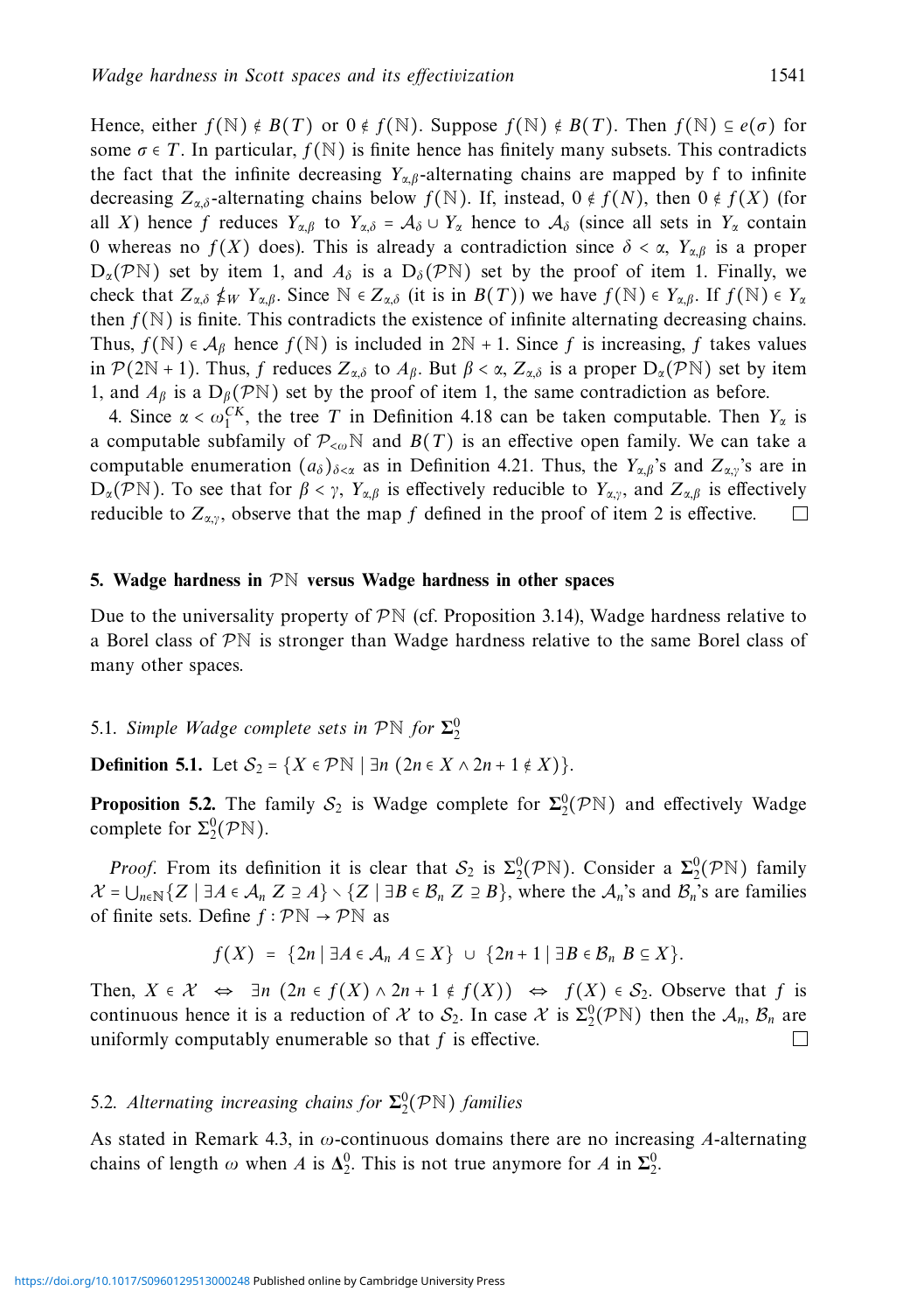Hence, either $f(\mathbb{N}) \notin B(T)$ or $0 \notin f(\mathbb{N})$. Suppose $f(\mathbb{N}) \notin B(T)$. Then $f(\mathbb{N}) \subseteq e(\sigma)$ for some $\sigma \in T$. In particular, $f(\mathbb{N})$ is finite hence has finitely many subsets. This contradicts the fact that the infinite decreasing $Y_{\alpha,\beta}$-alternating chains are mapped by f to infinite decreasing $Z_{\alpha,\delta}$-alternating chains below $f(\mathbb{N})$. If, instead, $0 \notin f(N)$, then $0 \notin f(X)$ (for all $X$) hence $f$ reduces $Y_{\alpha,\beta}$ to $Y_{\alpha,\delta} = \mathcal{A}_\delta \cup Y_\alpha$ hence to $\mathcal{A}_\delta$ (since all sets in $Y_\alpha$ contain 0 whereas no $f(X)$ does). This is already a contradiction since $\delta < \alpha$, $Y_{\alpha,\beta}$ is a proper $\mathrm{D}_\alpha(\mathcal{P}\mathbb{N})$ set by item 1, and $A_\delta$ is a $\mathrm{D}_\delta(\mathcal{P}\mathbb{N})$ set by the proof of item 1. Finally, we check that $Z_{\alpha,\delta} \nleq_W Y_{\alpha,\beta}$. Since $\mathbb{N} \in Z_{\alpha,\delta}$ (it is in $B(T)$) we have $f(\mathbb{N}) \in Y_{\alpha,\beta}$. If $f(\mathbb{N}) \in Y_\alpha$ then $f(\mathbb{N})$ is finite. This contradicts the existence of infinite alternating decreasing chains. Thus, $f(\mathbb{N}) \in \mathcal{A}_\beta$ hence $f(\mathbb{N})$ is included in $2\mathbb{N}+1$. Since $f$ is increasing, $f$ takes values in $\mathcal{P}(2\mathbb{N}+1)$. Thus, $f$ reduces $Z_{\alpha,\delta}$ to $A_\beta$. But $\beta < \alpha$, $Z_{\alpha,\delta}$ is a proper $\mathrm{D}_\alpha(\mathcal{P}\mathbb{N})$ set by item 1, and $A_\beta$ is a $\mathrm{D}_\beta(\mathcal{P}\mathbb{N})$ set by the proof of item 1, the same contradiction as before.

4. Since $\alpha < \omega_1^{CK}$, the tree $T$ in Definition 4.18 can be taken computable. Then $Y_\alpha$ is a computable subfamily of $\mathcal{P}_{<\omega}\mathbb{N}$ and $B(T)$ is an effective open family. We can take a computable enumeration $(a_\delta)_{\delta<\alpha}$ as in Definition 4.21. Thus, the $Y_{\alpha,\beta}$'s and $Z_{\alpha,\gamma}$'s are in $\mathrm{D}_\alpha(\mathcal{P}\mathbb{N})$. To see that for $\beta < \gamma$, $Y_{\alpha,\beta}$ is effectively reducible to $Y_{\alpha,\gamma}$, and $Z_{\alpha,\beta}$ is effectively reducible to $Z_{\alpha,\gamma}$, observe that the map $f$ defined in the proof of item 2 is effective. $\square$

## 5. Wadge hardness in $\mathcal{P}\mathbb{N}$ versus Wadge hardness in other spaces

Due to the universality property of $\mathcal{P}\mathbb{N}$ (cf. Proposition 3.14), Wadge hardness relative to a Borel class of $\mathcal{P}\mathbb{N}$ is stronger than Wadge hardness relative to the same Borel class of many other spaces.

### 5.1. *Simple Wadge complete sets in $\mathcal{P}\mathbb{N}$ for $\boldsymbol{\Sigma}^0_2$*

**Definition 5.1.** Let $\mathcal{S}_2 = \{X \in \mathcal{P}\mathbb{N} \mid \exists n\ (2n \in X \wedge 2n+1 \notin X)\}$.

**Proposition 5.2.** The family $\mathcal{S}_2$ is Wadge complete for $\boldsymbol{\Sigma}^0_2(\mathcal{P}\mathbb{N})$ and effectively Wadge complete for $\Sigma^0_2(\mathcal{P}\mathbb{N})$.

*Proof.* From its definition it is clear that $\mathcal{S}_2$ is $\Sigma^0_2(\mathcal{P}\mathbb{N})$. Consider a $\boldsymbol{\Sigma}^0_2(\mathcal{P}\mathbb{N})$ family $\mathcal{X} = \bigcup_{n\in\mathbb{N}}\{Z \mid \exists A \in \mathcal{A}_n\ Z \supseteq A\} \setminus \{Z \mid \exists B \in \mathcal{B}_n\ Z \supseteq B\}$, where the $\mathcal{A}_n$'s and $\mathcal{B}_n$'s are families of finite sets. Define $f : \mathcal{P}\mathbb{N} \to \mathcal{P}\mathbb{N}$ as

$$f(X) \;=\; \{2n \mid \exists A \in \mathcal{A}_n\ A \subseteq X\} \;\cup\; \{2n+1 \mid \exists B \in \mathcal{B}_n\ B \subseteq X\}.$$

Then, $X \in \mathcal{X} \;\Leftrightarrow\; \exists n\ (2n \in f(X) \wedge 2n+1 \notin f(X)) \;\Leftrightarrow\; f(X) \in \mathcal{S}_2$. Observe that $f$ is continuous hence it is a reduction of $\mathcal{X}$ to $\mathcal{S}_2$. In case $\mathcal{X}$ is $\Sigma^0_2(\mathcal{P}\mathbb{N})$ then the $\mathcal{A}_n$, $\mathcal{B}_n$ are uniformly computably enumerable so that $f$ is effective. $\square$

### 5.2. *Alternating increasing chains for $\boldsymbol{\Sigma}^0_2(\mathcal{P}\mathbb{N})$ families*

As stated in Remark 4.3, in $\omega$-continuous domains there are no increasing $A$-alternating chains of length $\omega$ when $A$ is $\boldsymbol{\Delta}^0_2$. This is not true anymore for $A$ in $\boldsymbol{\Sigma}^0_2$.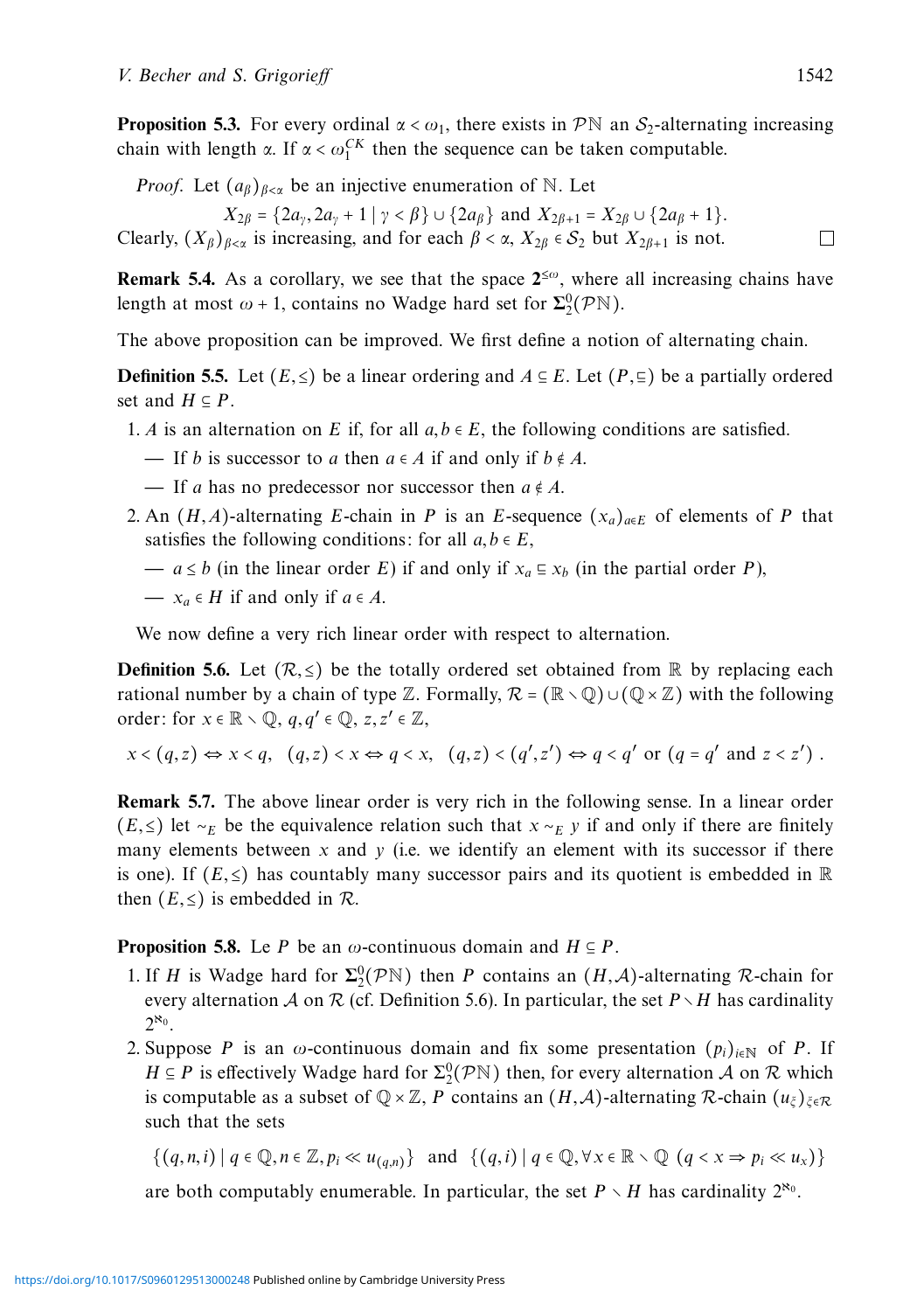**Proposition 5.3.** For every ordinal $\alpha < \omega_1$, there exists in $\mathcal{P}\mathbb{N}$ an $\mathcal{S}_2$-alternating increasing chain with length $\alpha$. If $\alpha < \omega_1^{CK}$ then the sequence can be taken computable.

*Proof.* Let $(a_\beta)_{\beta<\alpha}$ be an injective enumeration of $\mathbb{N}$. Let

$$X_{2\beta} = \{2a_\gamma, 2a_\gamma + 1 \mid \gamma < \beta\} \cup \{2a_\beta\} \text{ and } X_{2\beta+1} = X_{2\beta} \cup \{2a_\beta + 1\}.$$

Clearly, $(X_\beta)_{\beta<\alpha}$ is increasing, and for each $\beta < \alpha$, $X_{2\beta} \in \mathcal{S}_2$ but $X_{2\beta+1}$ is not. □

**Remark 5.4.** As a corollary, we see that the space $\mathbf{2}^{\leq\omega}$, where all increasing chains have length at most $\omega + 1$, contains no Wadge hard set for $\mathbf{\Sigma}^0_2(\mathcal{P}\mathbb{N})$.

The above proposition can be improved. We first define a notion of alternating chain.

**Definition 5.5.** Let $(E, \leq)$ be a linear ordering and $A \subseteq E$. Let $(P, \sqsubseteq)$ be a partially ordered set and $H \subseteq P$.

1. $A$ is an alternation on $E$ if, for all $a, b \in E$, the following conditions are satisfied.
   - If $b$ is successor to $a$ then $a \in A$ if and only if $b \notin A$.
   - If $a$ has no predecessor nor successor then $a \notin A$.
2. An $(H, A)$-alternating $E$-chain in $P$ is an $E$-sequence $(x_a)_{a \in E}$ of elements of $P$ that satisfies the following conditions: for all $a, b \in E$,
   - $a \leq b$ (in the linear order $E$) if and only if $x_a \sqsubseteq x_b$ (in the partial order $P$),
   - $x_a \in H$ if and only if $a \in A$.

We now define a very rich linear order with respect to alternation.

**Definition 5.6.** Let $(\mathcal{R}, \leq)$ be the totally ordered set obtained from $\mathbb{R}$ by replacing each rational number by a chain of type $\mathbb{Z}$. Formally, $\mathcal{R} = (\mathbb{R} \setminus \mathbb{Q}) \cup (\mathbb{Q} \times \mathbb{Z})$ with the following order: for $x \in \mathbb{R} \setminus \mathbb{Q}$, $q, q' \in \mathbb{Q}$, $z, z' \in \mathbb{Z}$,

$$x < (q, z) \Leftrightarrow x < q, \quad (q, z) < x \Leftrightarrow q < x, \quad (q, z) < (q', z') \Leftrightarrow q < q' \text{ or } (q = q' \text{ and } z < z') .$$

**Remark 5.7.** The above linear order is very rich in the following sense. In a linear order $(E, \leq)$ let $\sim_E$ be the equivalence relation such that $x \sim_E y$ if and only if there are finitely many elements between $x$ and $y$ (i.e. we identify an element with its successor if there is one). If $(E, \leq)$ has countably many successor pairs and its quotient is embedded in $\mathbb{R}$ then $(E, \leq)$ is embedded in $\mathcal{R}$.

**Proposition 5.8.** Le $P$ be an $\omega$-continuous domain and $H \subseteq P$.

1. If $H$ is Wadge hard for $\mathbf{\Sigma}^0_2(\mathcal{P}\mathbb{N})$ then $P$ contains an $(H, \mathcal{A})$-alternating $\mathcal{R}$-chain for every alternation $\mathcal{A}$ on $\mathcal{R}$ (cf. Definition 5.6). In particular, the set $P \setminus H$ has cardinality $2^{\aleph_0}$.
2. Suppose $P$ is an $\omega$-continuous domain and fix some presentation $(p_i)_{i \in \mathbb{N}}$ of $P$. If $H \subseteq P$ is effectively Wadge hard for $\Sigma^0_2(\mathcal{P}\mathbb{N})$ then, for every alternation $\mathcal{A}$ on $\mathcal{R}$ which is computable as a subset of $\mathbb{Q} \times \mathbb{Z}$, $P$ contains an $(H, \mathcal{A})$-alternating $\mathcal{R}$-chain $(u_\xi)_{\xi \in \mathcal{R}}$ such that the sets

$$\{(q, n, i) \mid q \in \mathbb{Q}, n \in \mathbb{Z}, p_i \ll u_{(q,n)}\} \text{ and } \{(q, i) \mid q \in \mathbb{Q}, \forall x \in \mathbb{R} \setminus \mathbb{Q} \ (q < x \Rightarrow p_i \ll u_x)\}$$

are both computably enumerable. In particular, the set $P \setminus H$ has cardinality $2^{\aleph_0}$.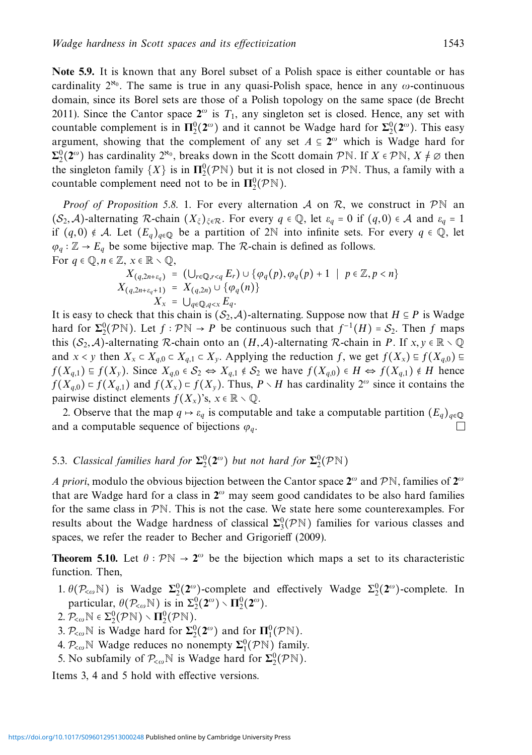**Note 5.9.** It is known that any Borel subset of a Polish space is either countable or has cardinality $2^{\aleph_0}$. The same is true in any quasi-Polish space, hence in any $\omega$-continuous domain, since its Borel sets are those of a Polish topology on the same space (de Brecht 2011). Since the Cantor space $\mathbf{2}^\omega$ is $T_1$, any singleton set is closed. Hence, any set with countable complement is in $\mathbf{\Pi}^0_2(\mathbf{2}^\omega)$ and it cannot be Wadge hard for $\mathbf{\Sigma}^0_2(\mathbf{2}^\omega)$. This easy argument, showing that the complement of any set $A \subseteq \mathbf{2}^\omega$ which is Wadge hard for $\mathbf{\Sigma}^0_2(\mathbf{2}^\omega)$ has cardinality $2^{\aleph_0}$, breaks down in the Scott domain $\mathcal{P}\mathbb{N}$. If $X \in \mathcal{P}\mathbb{N}$, $X \neq \varnothing$ then the singleton family $\{X\}$ is in $\mathbf{\Pi}^0_2(\mathcal{P}\mathbb{N})$ but it is not closed in $\mathcal{P}\mathbb{N}$. Thus, a family with a countable complement need not to be in $\mathbf{\Pi}^0_2(\mathcal{P}\mathbb{N})$.

*Proof of Proposition 5.8.* 1. For every alternation $\mathcal{A}$ on $\mathcal{R}$, we construct in $\mathcal{P}\mathbb{N}$ an $(\mathcal{S}_2, \mathcal{A})$-alternating $\mathcal{R}$-chain $(X_\xi)_{\xi \in \mathcal{R}}$. For every $q \in \mathbb{Q}$, let $\varepsilon_q = 0$ if $(q,0) \in \mathcal{A}$ and $\varepsilon_q = 1$ if $(q,0) \notin \mathcal{A}$. Let $(E_q)_{q \in \mathbb{Q}}$ be a partition of $2\mathbb{N}$ into infinite sets. For every $q \in \mathbb{Q}$, let $\varphi_q : \mathbb{Z} \to E_q$ be some bijective map. The $\mathcal{R}$-chain is defined as follows.
For $q \in \mathbb{Q}, n \in \mathbb{Z}$, $x \in \mathbb{R} \setminus \mathbb{Q}$,

$$
\begin{aligned}
X_{(q,2n+\varepsilon_q)} &= (\textstyle\bigcup_{r \in \mathbb{Q}, r<q} E_r) \cup \{\varphi_q(p), \varphi_q(p)+1 \mid p \in \mathbb{Z}, p<n\} \\
X_{(q,2n+\varepsilon_q+1)} &= X_{(q,2n)} \cup \{\varphi_q(n)\} \\
X_x &= \textstyle\bigcup_{q \in \mathbb{Q}, q<x} E_q.
\end{aligned}
$$

It is easy to check that this chain is $(\mathcal{S}_2, \mathcal{A})$-alternating. Suppose now that $H \subseteq P$ is Wadge hard for $\mathbf{\Sigma}^0_2(\mathcal{P}\mathbb{N})$. Let $f : \mathcal{P}\mathbb{N} \to P$ be continuous such that $f^{-1}(H) = \mathcal{S}_2$. Then $f$ maps this $(\mathcal{S}_2, \mathcal{A})$-alternating $\mathcal{R}$-chain onto an $(H, \mathcal{A})$-alternating $\mathcal{R}$-chain in $P$. If $x, y \in \mathbb{R} \setminus \mathbb{Q}$ and $x < y$ then $X_x \subset X_{q,0} \subset X_{q,1} \subset X_y$. Applying the reduction $f$, we get $f(X_x) \sqsubseteq f(X_{q,0}) \sqsubseteq f(X_{q,1}) \sqsubseteq f(X_y)$. Since $X_{q,0} \in \mathcal{S}_2 \Leftrightarrow X_{q,1} \notin \mathcal{S}_2$ we have $f(X_{q,0}) \in H \Leftrightarrow f(X_{q,1}) \notin H$ hence $f(X_{q,0}) \sqsubset f(X_{q,1})$ and $f(X_x) \sqsubset f(X_y)$. Thus, $P \setminus H$ has cardinality $2^\omega$ since it contains the pairwise distinct elements $f(X_x)$'s, $x \in \mathbb{R} \setminus \mathbb{Q}$.

2. Observe that the map $q \mapsto \varepsilon_q$ is computable and take a computable partition $(E_q)_{q \in \mathbb{Q}}$ and a computable sequence of bijections $\varphi_q$. □

### 5.3. *Classical families hard for $\mathbf{\Sigma}^0_2(\mathbf{2}^\omega)$ but not hard for $\mathbf{\Sigma}^0_2(\mathcal{P}\mathbb{N})$*

*A priori*, modulo the obvious bijection between the Cantor space $\mathbf{2}^\omega$ and $\mathcal{P}\mathbb{N}$, families of $\mathbf{2}^\omega$ that are Wadge hard for a class in $\mathbf{2}^\omega$ may seem good candidates to be also hard families for the same class in $\mathcal{P}\mathbb{N}$. This is not the case. We state here some counterexamples. For results about the Wadge hardness of classical $\mathbf{\Sigma}^0_3(\mathcal{P}\mathbb{N})$ families for various classes and spaces, we refer the reader to Becher and Grigorieff (2009).

**Theorem 5.10.** Let $\theta : \mathcal{P}\mathbb{N} \to \mathbf{2}^\omega$ be the bijection which maps a set to its characteristic function. Then,

1. $\theta(\mathcal{P}_{<\omega}\mathbb{N})$ is Wadge $\mathbf{\Sigma}^0_2(\mathbf{2}^\omega)$-complete and effectively Wadge $\Sigma^0_2(\mathbf{2}^\omega)$-complete. In particular, $\theta(\mathcal{P}_{<\omega}\mathbb{N})$ is in $\Sigma^0_2(\mathbf{2}^\omega) \setminus \mathbf{\Pi}^0_2(\mathbf{2}^\omega)$.
2. $\mathcal{P}_{<\omega}\mathbb{N} \in \Sigma^0_2(\mathcal{P}\mathbb{N}) \setminus \mathbf{\Pi}^0_2(\mathcal{P}\mathbb{N})$.
3. $\mathcal{P}_{<\omega}\mathbb{N}$ is Wadge hard for $\mathbf{\Sigma}^0_2(\mathbf{2}^\omega)$ and for $\mathbf{\Pi}^0_1(\mathcal{P}\mathbb{N})$.
4. $\mathcal{P}_{<\omega}\mathbb{N}$ Wadge reduces no nonempty $\mathbf{\Sigma}^0_1(\mathcal{P}\mathbb{N})$ family.
5. No subfamily of $\mathcal{P}_{<\omega}\mathbb{N}$ is Wadge hard for $\mathbf{\Sigma}^0_2(\mathcal{P}\mathbb{N})$.

Items 3, 4 and 5 hold with effective versions.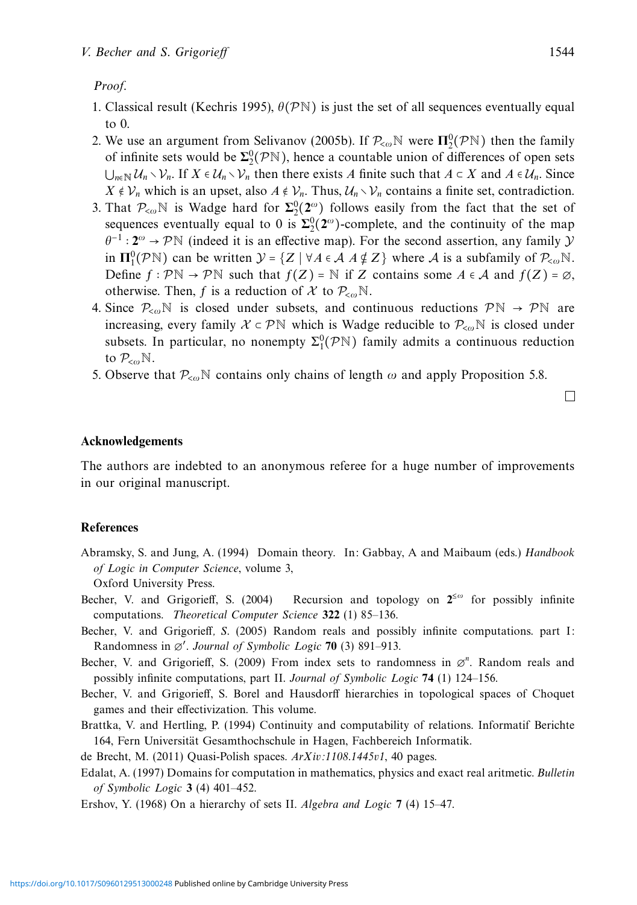*Proof.*

1. Classical result (Kechris 1995), $\theta(\mathcal{P}\mathbb{N})$ is just the set of all sequences eventually equal to 0.
2. We use an argument from Selivanov (2005b). If $\mathcal{P}_{<\omega}\mathbb{N}$ were $\mathbf{\Pi}^0_2(\mathcal{P}\mathbb{N})$ then the family of infinite sets would be $\mathbf{\Sigma}^0_2(\mathcal{P}\mathbb{N})$, hence a countable union of differences of open sets $\bigcup_{n\in\mathbb{N}} \mathcal{U}_n \setminus \mathcal{V}_n$. If $X \in \mathcal{U}_n \setminus \mathcal{V}_n$ then there exists $A$ finite such that $A \subset X$ and $A \in \mathcal{U}_n$. Since $X \notin \mathcal{V}_n$ which is an upset, also $A \notin \mathcal{V}_n$. Thus, $\mathcal{U}_n \setminus \mathcal{V}_n$ contains a finite set, contradiction.
3. That $\mathcal{P}_{<\omega}\mathbb{N}$ is Wadge hard for $\mathbf{\Sigma}^0_2(\mathbf{2}^\omega)$ follows easily from the fact that the set of sequences eventually equal to 0 is $\mathbf{\Sigma}^0_2(\mathbf{2}^\omega)$-complete, and the continuity of the map $\theta^{-1} : \mathbf{2}^\omega \to \mathcal{P}\mathbb{N}$ (indeed it is an effective map). For the second assertion, any family $\mathcal{Y}$ in $\mathbf{\Pi}^0_1(\mathcal{P}\mathbb{N})$ can be written $\mathcal{Y} = \{Z \mid \forall A \in \mathcal{A}\ A \nsubseteq Z\}$ where $\mathcal{A}$ is a subfamily of $\mathcal{P}_{<\omega}\mathbb{N}$. Define $f : \mathcal{P}\mathbb{N} \to \mathcal{P}\mathbb{N}$ such that $f(Z) = \mathbb{N}$ if $Z$ contains some $A \in \mathcal{A}$ and $f(Z) = \emptyset$, otherwise. Then, $f$ is a reduction of $\mathcal{X}$ to $\mathcal{P}_{<\omega}\mathbb{N}$.
4. Since $\mathcal{P}_{<\omega}\mathbb{N}$ is closed under subsets, and continuous reductions $\mathcal{P}\mathbb{N} \to \mathcal{P}\mathbb{N}$ are increasing, every family $\mathcal{X} \subset \mathcal{P}\mathbb{N}$ which is Wadge reducible to $\mathcal{P}_{<\omega}\mathbb{N}$ is closed under subsets. In particular, no nonempty $\Sigma^0_1(\mathcal{P}\mathbb{N})$ family admits a continuous reduction to $\mathcal{P}_{<\omega}\mathbb{N}$.
5. Observe that $\mathcal{P}_{<\omega}\mathbb{N}$ contains only chains of length $\omega$ and apply Proposition 5.8.

□

## Acknowledgements

The authors are indebted to an anonymous referee for a huge number of improvements in our original manuscript.

## References

Abramsky, S. and Jung, A. (1994) Domain theory. In: Gabbay, A and Maibaum (eds.) *Handbook of Logic in Computer Science*, volume 3, Oxford University Press.

Becher, V. and Grigorieff, S. (2004) Recursion and topology on $\mathbf{2}^{\leq\omega}$ for possibly infinite computations. *Theoretical Computer Science* **322** (1) 85–136.

Becher, V. and Grigorieff, S. (2005) Random reals and possibly infinite computations. part I: Randomness in $\emptyset'$. *Journal of Symbolic Logic* **70** (3) 891–913.

Becher, V. and Grigorieff, S. (2009) From index sets to randomness in $\emptyset^n$. Random reals and possibly infinite computations, part II. *Journal of Symbolic Logic* **74** (1) 124–156.

Becher, V. and Grigorieff, S. Borel and Hausdorff hierarchies in topological spaces of Choquet games and their effectivization. This volume.

Brattka, V. and Hertling, P. (1994) Continuity and computability of relations. Informatif Berichte 164, Fern Universität Gesamthochschule in Hagen, Fachbereich Informatik.

de Brecht, M. (2011) Quasi-Polish spaces. *ArXiv:1108.1445v1*, 40 pages.

Edalat, A. (1997) Domains for computation in mathematics, physics and exact real aritmetic. *Bulletin of Symbolic Logic* **3** (4) 401–452.

Ershov, Y. (1968) On a hierarchy of sets II. *Algebra and Logic* **7** (4) 15–47.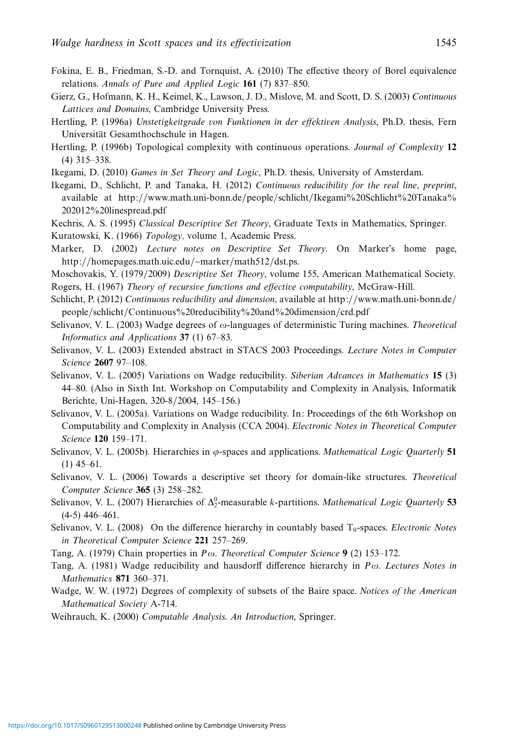Fokina, E. B., Friedman, S.-D. and Tornquist, A. (2010) The effective theory of Borel equivalence relations. *Annals of Pure and Applied Logic* **161** (7) 837–850.

Gierz, G., Hofmann, K. H., Keimel, K., Lawson, J. D., Mislove, M. and Scott, D. S. (2003) *Continuous Lattices and Domains*, Cambridge University Press.

Hertling, P. (1996a) *Unstetigkeitgrade von Funktionen in der effektiven Analysis*, Ph.D. thesis, Fern Universität Gesamthochschule in Hagen.

Hertling, P. (1996b) Topological complexity with continuous operations. *Journal of Complexity* **12** (4) 315–338.

Ikegami, D. (2010) *Games in Set Theory and Logic*, Ph.D. thesis, University of Amsterdam.

Ikegami, D., Schlicht, P. and Tanaka, H. (2012) *Continuous reducibility for the real line*, *preprint*, available at http://www.math.uni-bonn.de/people/schlicht/Ikegami%20Schlicht%20Tanaka%202012%20linespread.pdf

Kechris, A. S. (1995) *Classical Descriptive Set Theory*, Graduate Texts in Mathematics, Springer.

Kuratowski, K. (1966) *Topology*, volume 1, Academic Press.

Marker, D. (2002) *Lecture notes on Descriptive Set Theory*. On Marker's home page, http://homepages.math.uic.edu/~marker/math512/dst.ps.

Moschovakis, Y. (1979/2009) *Descriptive Set Theory*, volume 155, American Mathematical Society.

Rogers, H. (1967) *Theory of recursive functions and effective computability*, McGraw-Hill.

Schlicht, P. (2012) *Continuous reducibility and dimension*, available at http://www.math.uni-bonn.de/people/schlicht/Continuous%20reducibility%20and%20dimension/crd.pdf

Selivanov, V. L. (2003) Wadge degrees of $\omega$-languages of deterministic Turing machines. *Theoretical Informatics and Applications* **37** (1) 67–83.

Selivanov, V. L. (2003) Extended abstract in STACS 2003 Proceedings. *Lecture Notes in Computer Science* **2607** 97–108.

Selivanov, V. L. (2005) Variations on Wadge reducibility. *Siberian Advances in Mathematics* **15** (3) 44–80. (Also in Sixth Int. Workshop on Computability and Complexity in Analysis, Informatik Berichte, Uni-Hagen, 320-8/2004, 145–156.)

Selivanov, V. L. (2005a). Variations on Wadge reducibility. In: Proceedings of the 6th Workshop on Computability and Complexity in Analysis (CCA 2004). *Electronic Notes in Theoretical Computer Science* **120** 159–171.

Selivanov, V. L. (2005b). Hierarchies in $\varphi$-spaces and applications. *Mathematical Logic Quarterly* **51** (1) 45–61.

Selivanov, V. L. (2006) Towards a descriptive set theory for domain-like structures. *Theoretical Computer Science* **365** (3) 258–282.

Selivanov, V. L. (2007) Hierarchies of $\Delta^0_2$-measurable $k$-partitions. *Mathematical Logic Quarterly* **53** (4-5) 446–461.

Selivanov, V. L. (2008) On the difference hierarchy in countably based $T_0$-spaces. *Electronic Notes in Theoretical Computer Science* **221** 257–269.

Tang, A. (1979) Chain properties in $P\omega$. *Theoretical Computer Science* **9** (2) 153–172.

Tang, A. (1981) Wadge reducibility and hausdorff difference hierarchy in $P\omega$. *Lectures Notes in Mathematics* **871** 360–371.

Wadge, W. W. (1972) Degrees of complexity of subsets of the Baire space. *Notices of the American Mathematical Society* A-714.

Weihrauch, K. (2000) *Computable Analysis. An Introduction*, Springer.